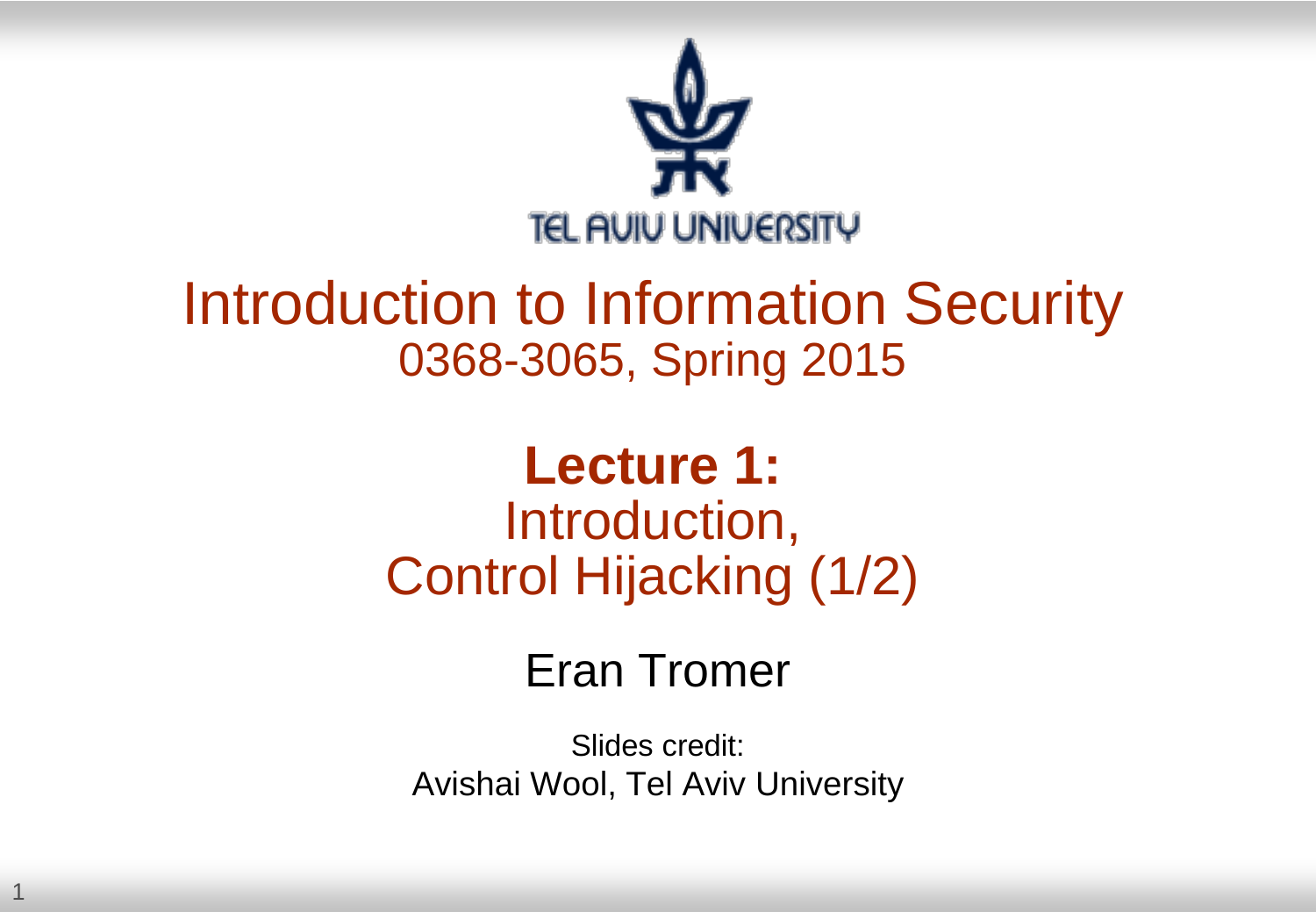TEL AVIV UNIVERSITY

# Introduction to Information Security

0368-3065, Spring 2015

## **Lecture 1:** Introduction, Control Hijacking (1/2)

Eran Tromer

Slides credit:
Avishai Wool, Tel Aviv University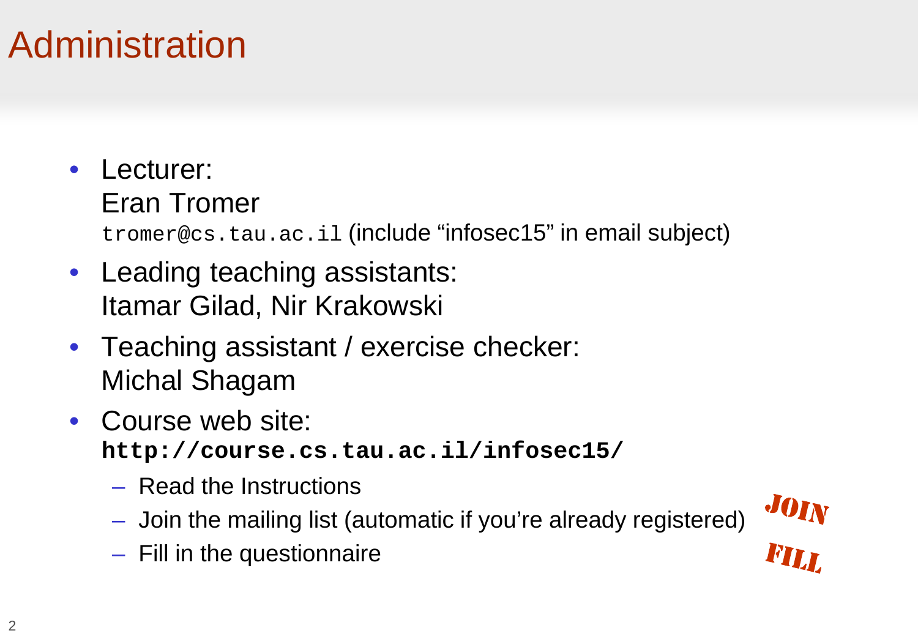# Administration

- Lecturer:
  Eran Tromer
  `tromer@cs.tau.ac.il` (include "infosec15" in email subject)
- Leading teaching assistants:
  Itamar Gilad, Nir Krakowski
- Teaching assistant / exercise checker:
  Michal Shagam
- Course web site:
  **`http://course.cs.tau.ac.il/infosec15/`**
  - Read the Instructions
  - Join the mailing list (automatic if you're already registered) **JOIN**
  - Fill in the questionnaire **FILL**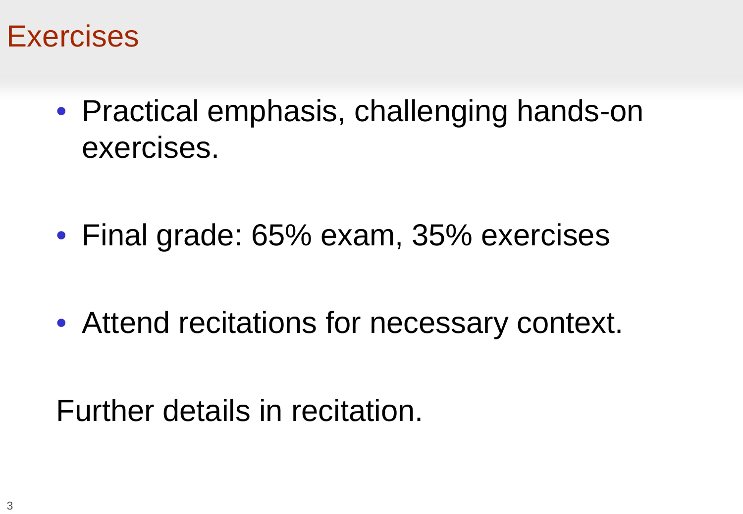# Exercises

- Practical emphasis, challenging hands-on exercises.

- Final grade: 65% exam, 35% exercises

- Attend recitations for necessary context.

Further details in recitation.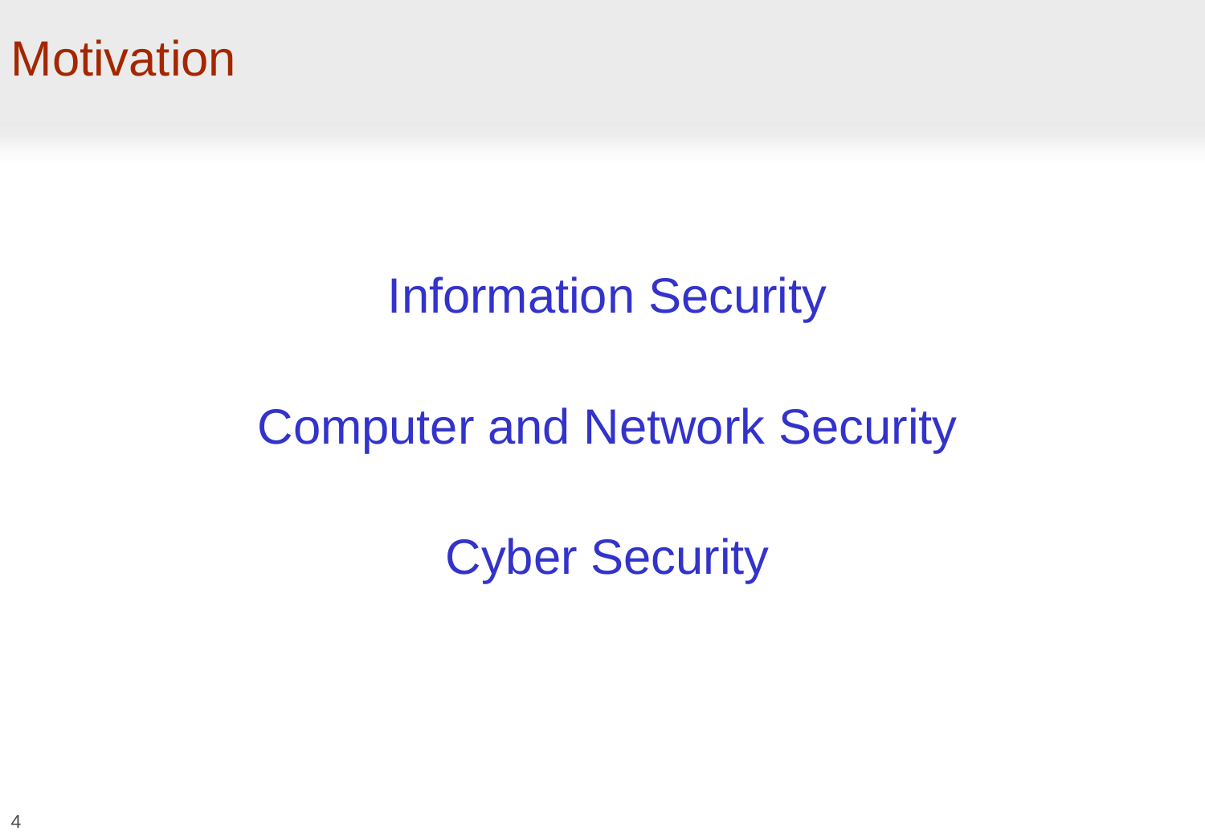# Motivation

Information Security

Computer and Network Security

Cyber Security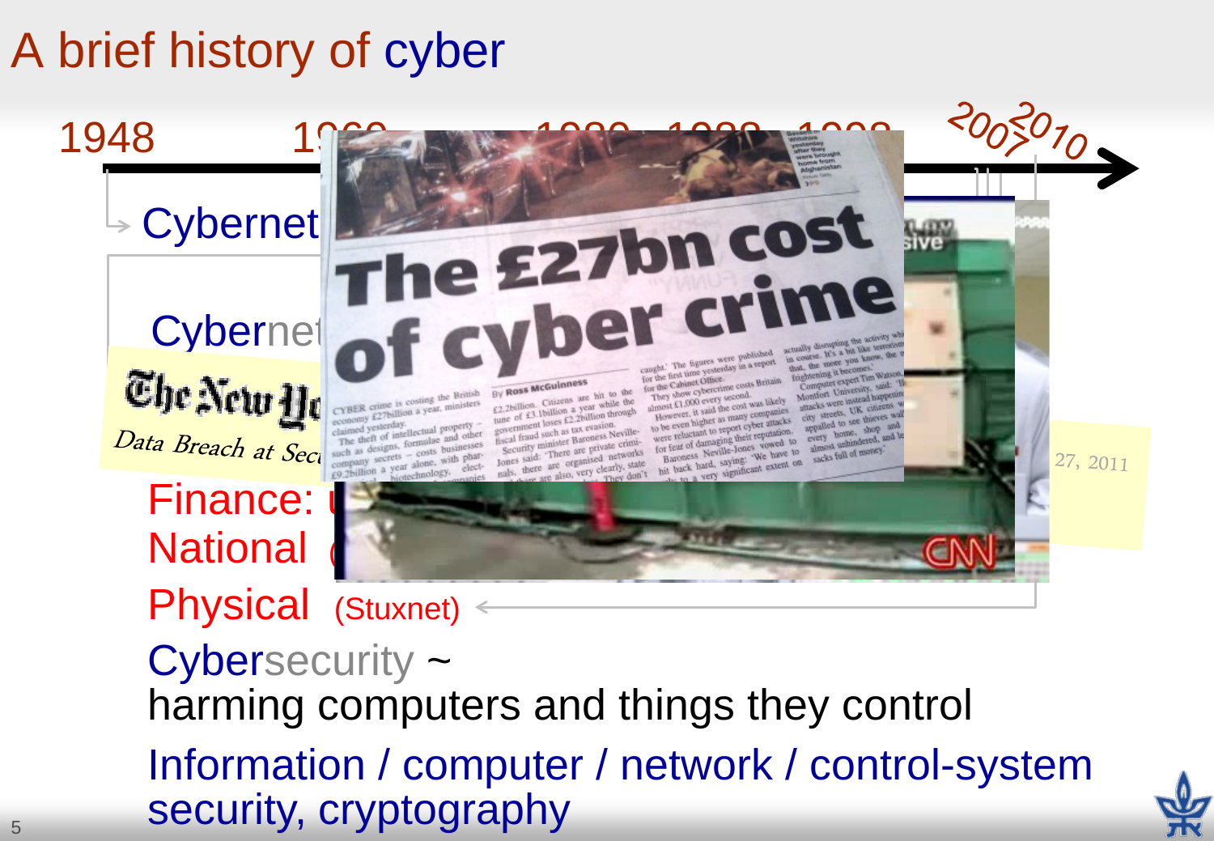# A brief history of cyber

1948 19... 2007 2010

Cybernet...

Cybernet...

Finance: ...

National ...

Physical (Stuxnet)

Cybersecurity ~
harming computers and things they control

Information / computer / network / control-system security, cryptography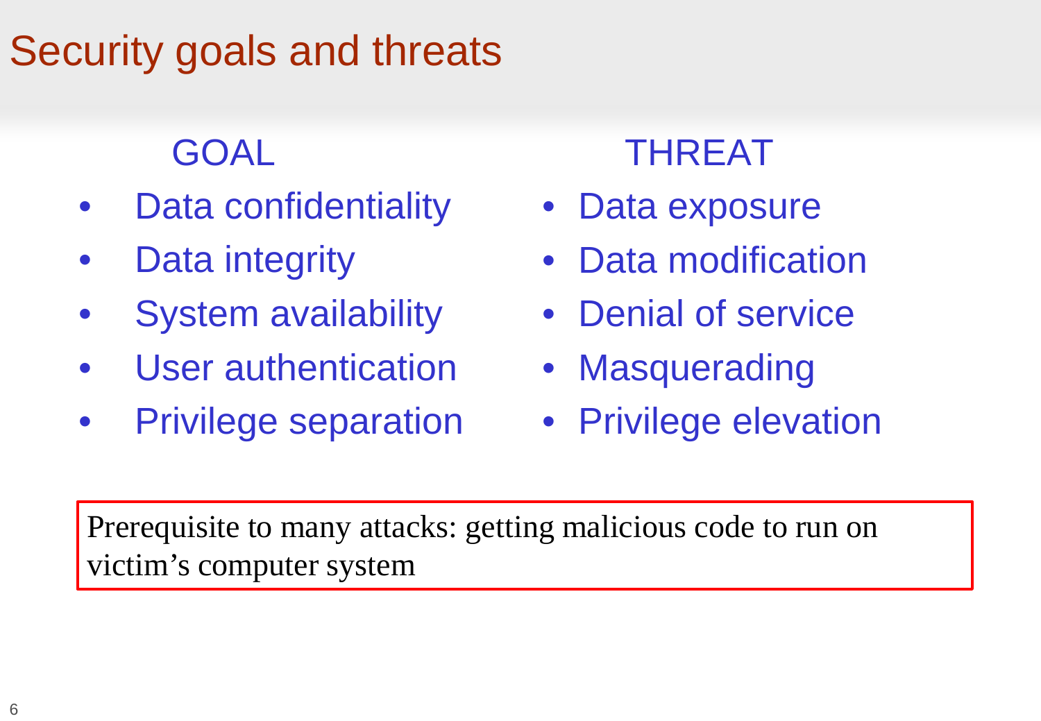# Security goals and threats

| GOAL | THREAT |
| --- | --- |
| Data confidentiality | Data exposure |
| Data integrity | Data modification |
| System availability | Denial of service |
| User authentication | Masquerading |
| Privilege separation | Privilege elevation |

Prerequisite to many attacks: getting malicious code to run on victim's computer system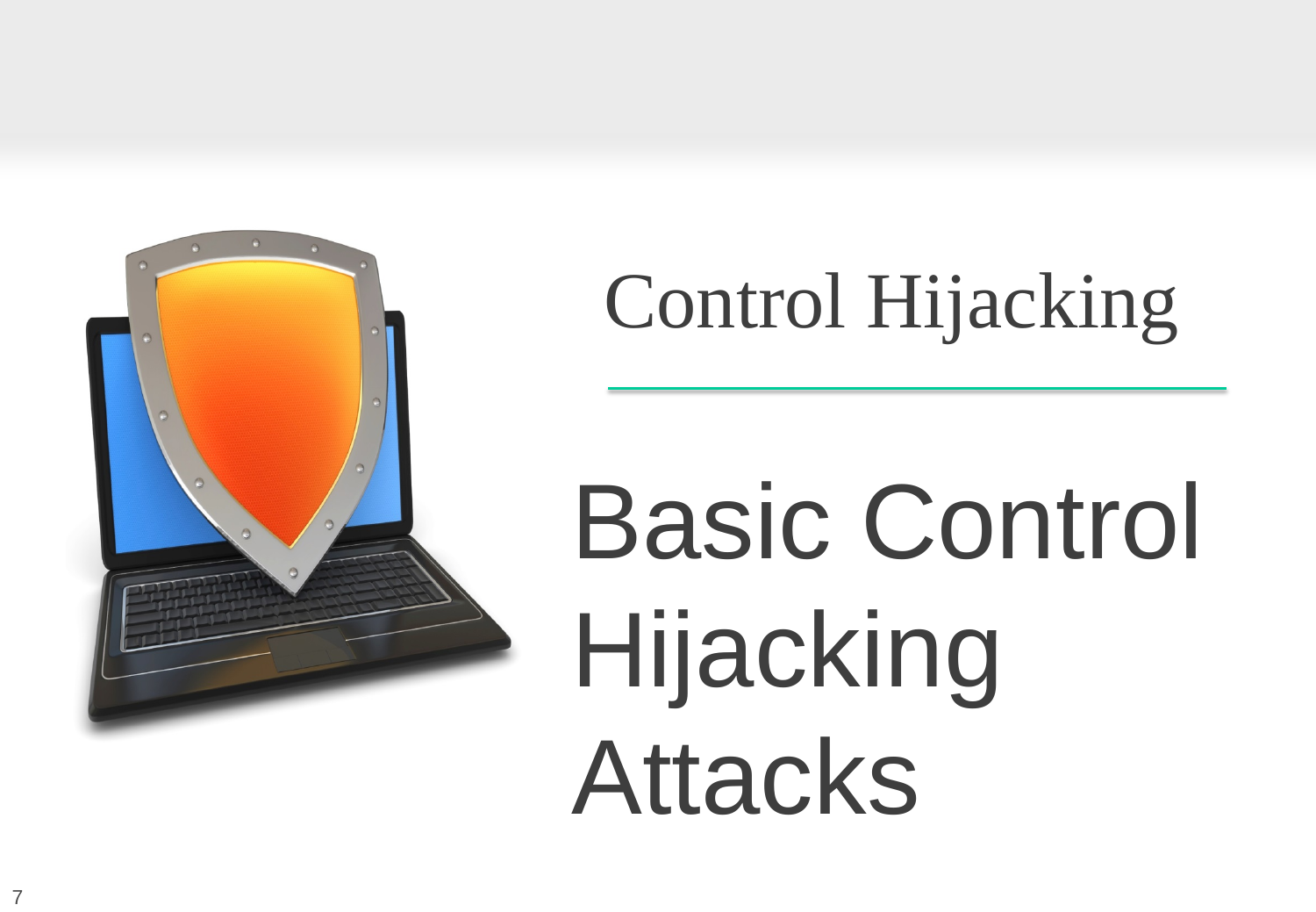# Control Hijacking

## Basic Control Hijacking Attacks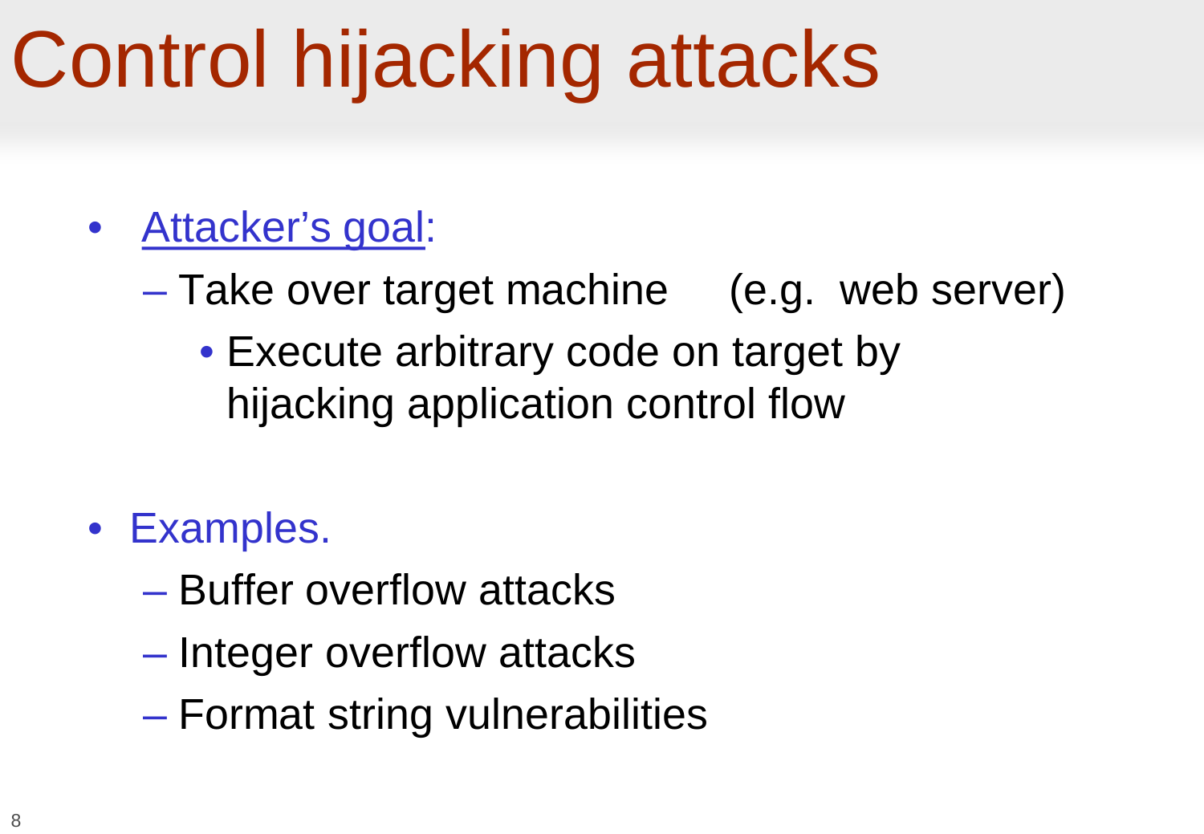# Control hijacking attacks

- Attacker's goal:
  - Take over target machine (e.g. web server)
    - Execute arbitrary code on target by hijacking application control flow

- Examples.
  - Buffer overflow attacks
  - Integer overflow attacks
  - Format string vulnerabilities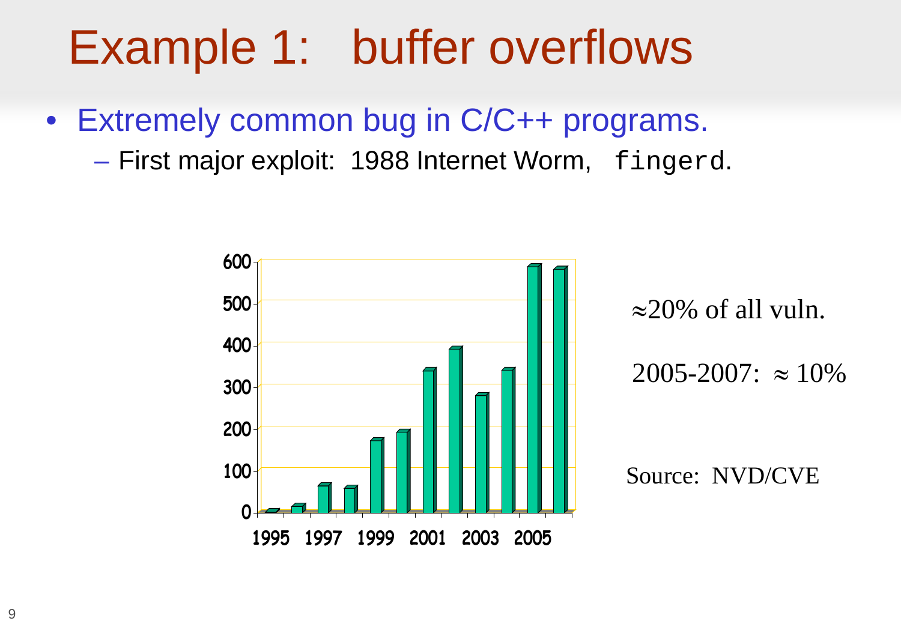# Example 1: buffer overflows

- Extremely common bug in C/C++ programs.
  - First major exploit: 1988 Internet Worm, `fingerd`.

$\approx$20% of all vuln.

2005-2007: $\approx$ 10%

Source: NVD/CVE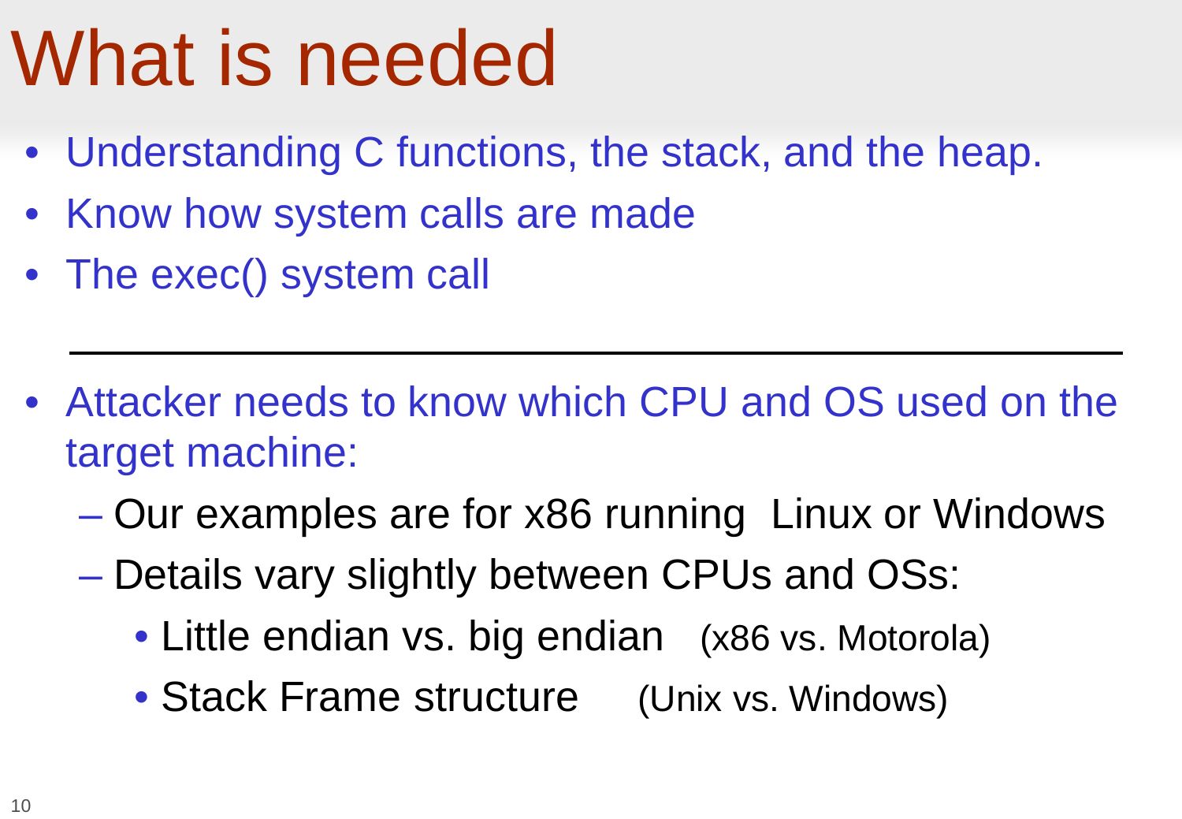# What is needed

- Understanding C functions, the stack, and the heap.
- Know how system calls are made
- The exec() system call

---

- Attacker needs to know which CPU and OS used on the target machine:
  - Our examples are for x86 running Linux or Windows
  - Details vary slightly between CPUs and OSs:
    - Little endian vs. big endian (x86 vs. Motorola)
    - Stack Frame structure (Unix vs. Windows)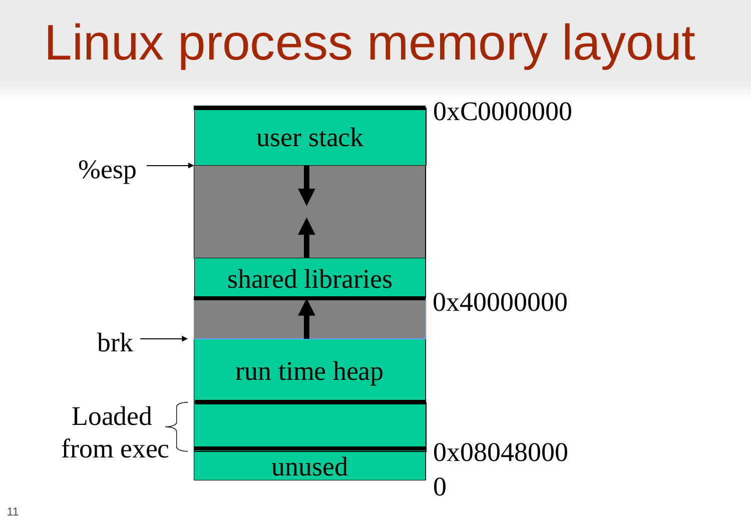# Linux process memory layout

| Label | Region | Address |
| --- | --- | --- |
| | user stack | 0xC0000000 |
| %esp → | (stack grows down ↓) | |
| | (↑) | |
| | shared libraries | |
| | (↑) | 0x40000000 |
| brk → | run time heap | |
| Loaded from exec | | |
| | unused | 0x08048000 |
| | | 0 |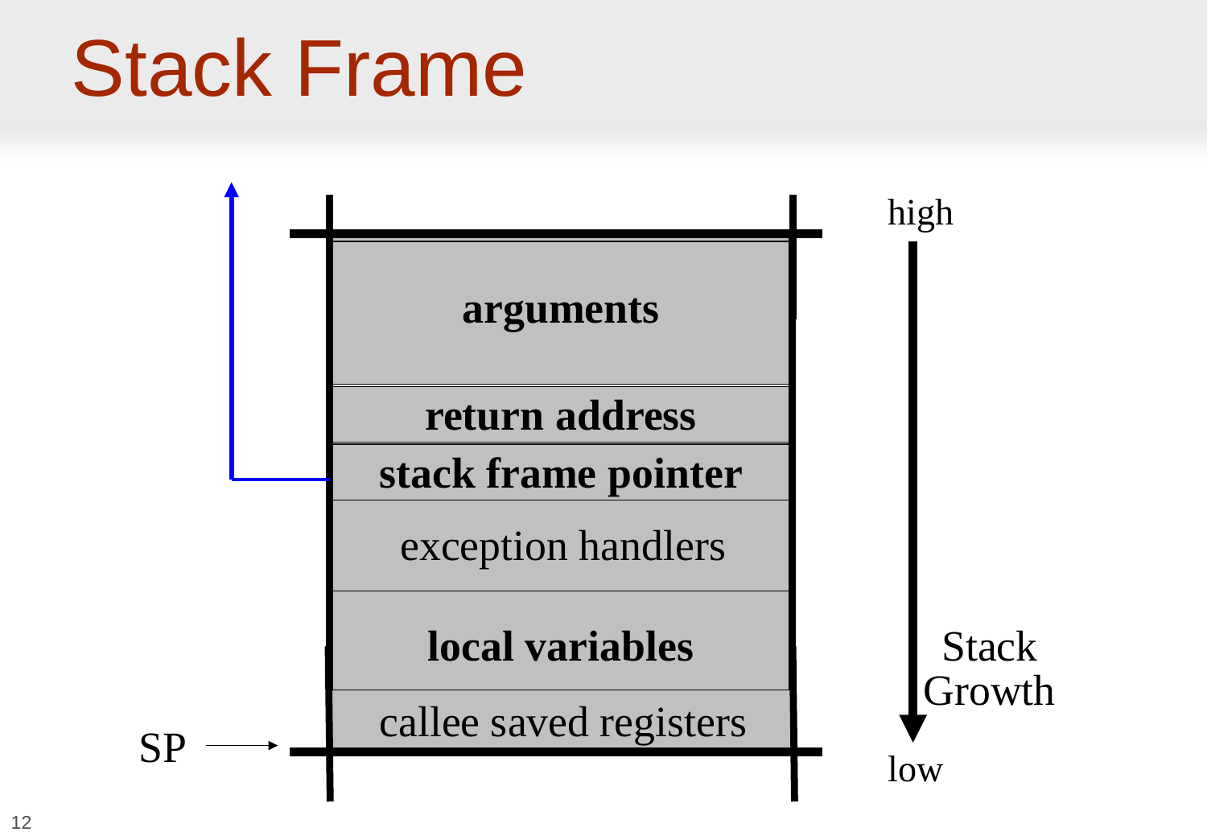# Stack Frame

high

**arguments**

**return address**

**stack frame pointer**

exception handlers

**local variables**

callee saved registers

SP

Stack Growth

low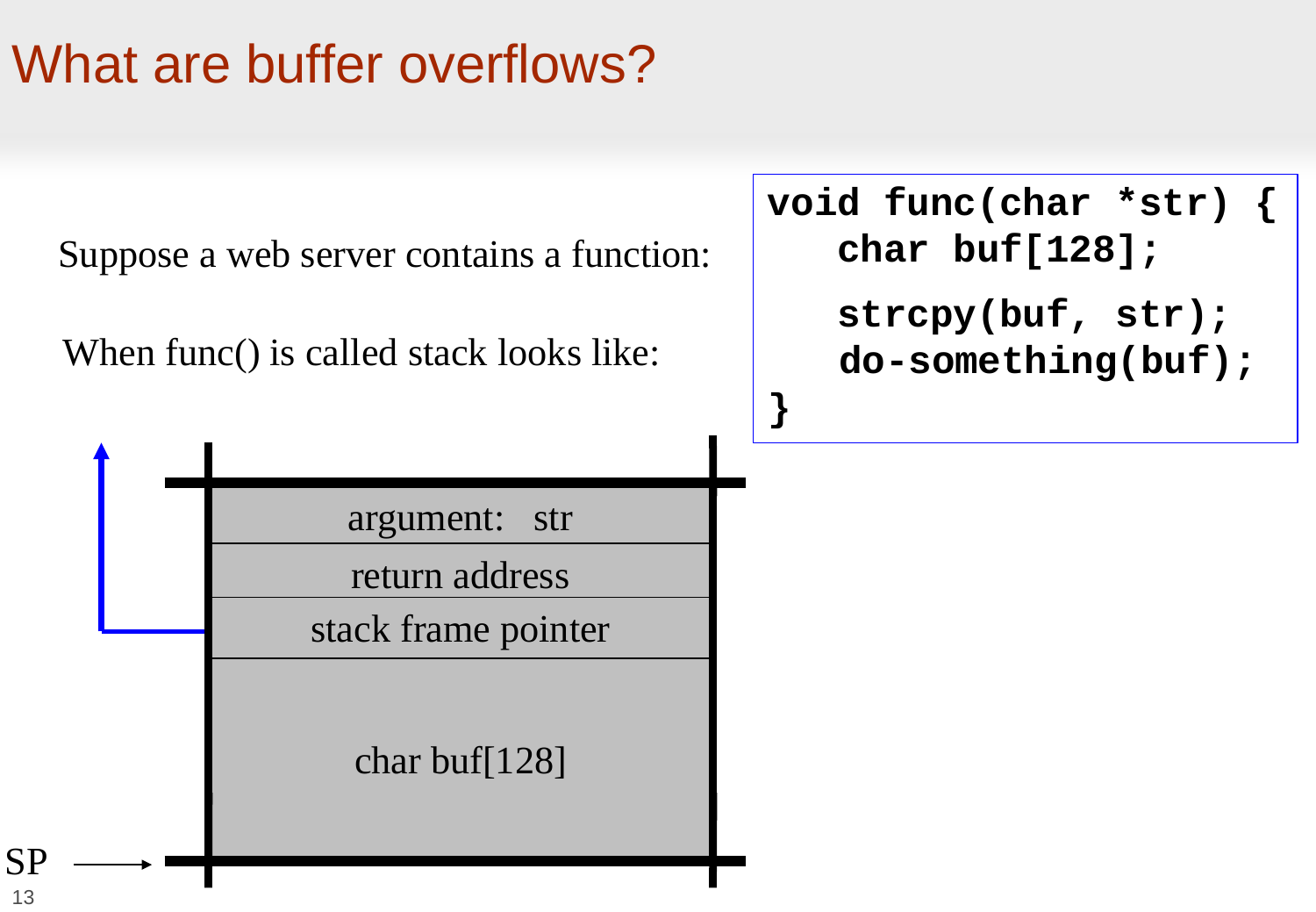# What are buffer overflows?

Suppose a web server contains a function:

```
void func(char *str) {
   char buf[128];
   strcpy(buf, str);
   do-something(buf);
}
```

When func() is called stack looks like:

| |
|---|
| argument: str |
| return address |
| stack frame pointer |
| char buf[128] |

SP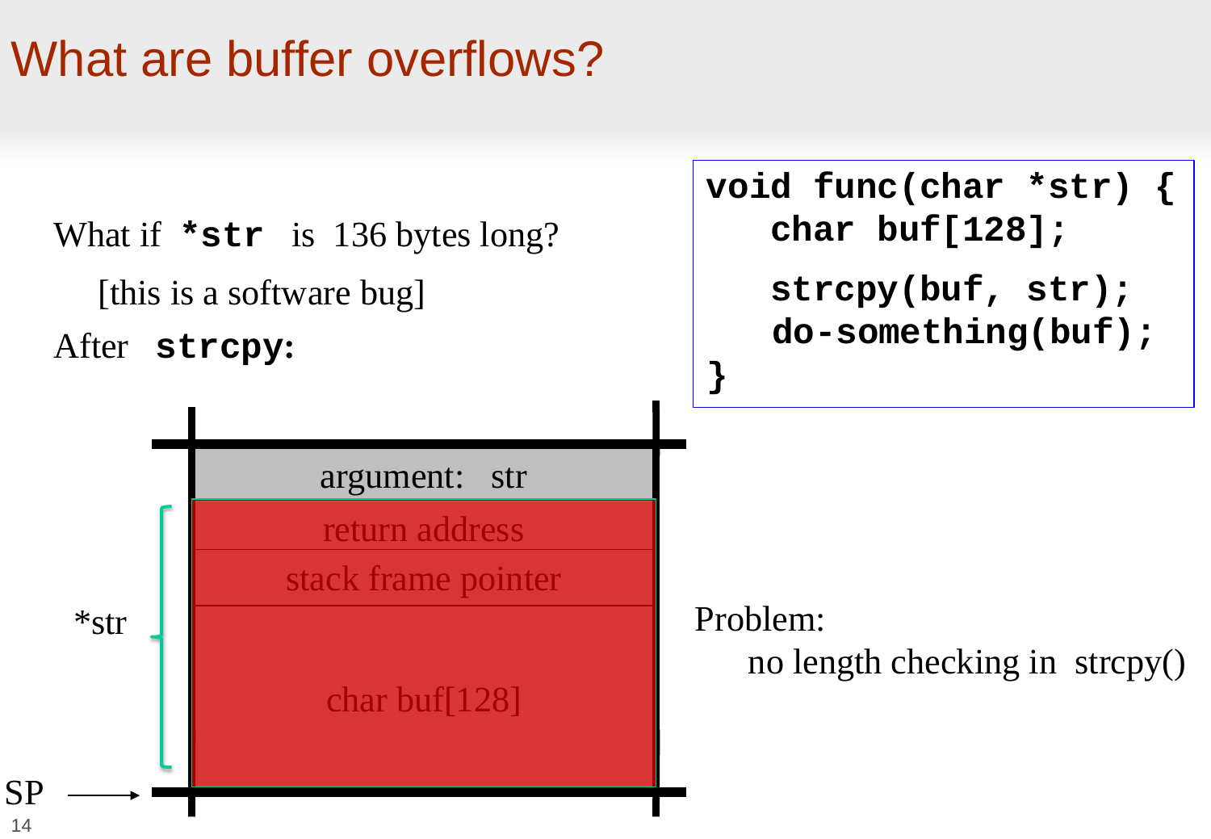# What are buffer overflows?

What if **`*str`** is 136 bytes long?

[this is a software bug]

After **`strcpy`**:

```
void func(char *str) {
   char buf[128];

   strcpy(buf, str);
   do-something(buf);
}
```

| argument: str |
|---|
| return address |
| stack frame pointer |
| char buf[128] |

*str

SP →

Problem:

no length checking in strcpy()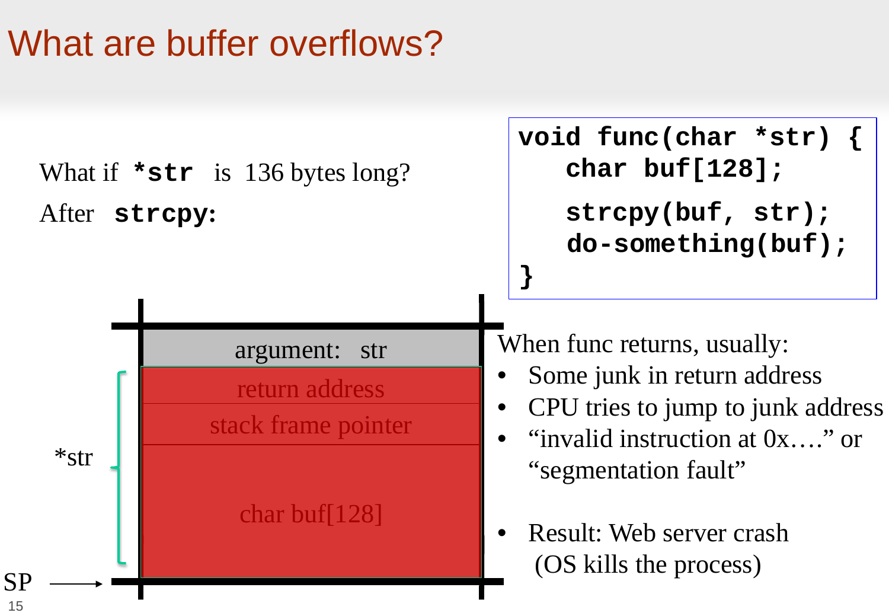# What are buffer overflows?

What if ***str** is 136 bytes long?

After **strcpy**:

```
void func(char *str) {
   char buf[128];

   strcpy(buf, str);
   do-something(buf);
}
```

| |
|---|
| argument: str |
| return address |
| stack frame pointer |
| char buf[128] |

*str

SP →

When func returns, usually:

- Some junk in return address
- CPU tries to jump to junk address
- "invalid instruction at 0x…." or "segmentation fault"

- Result: Web server crash (OS kills the process)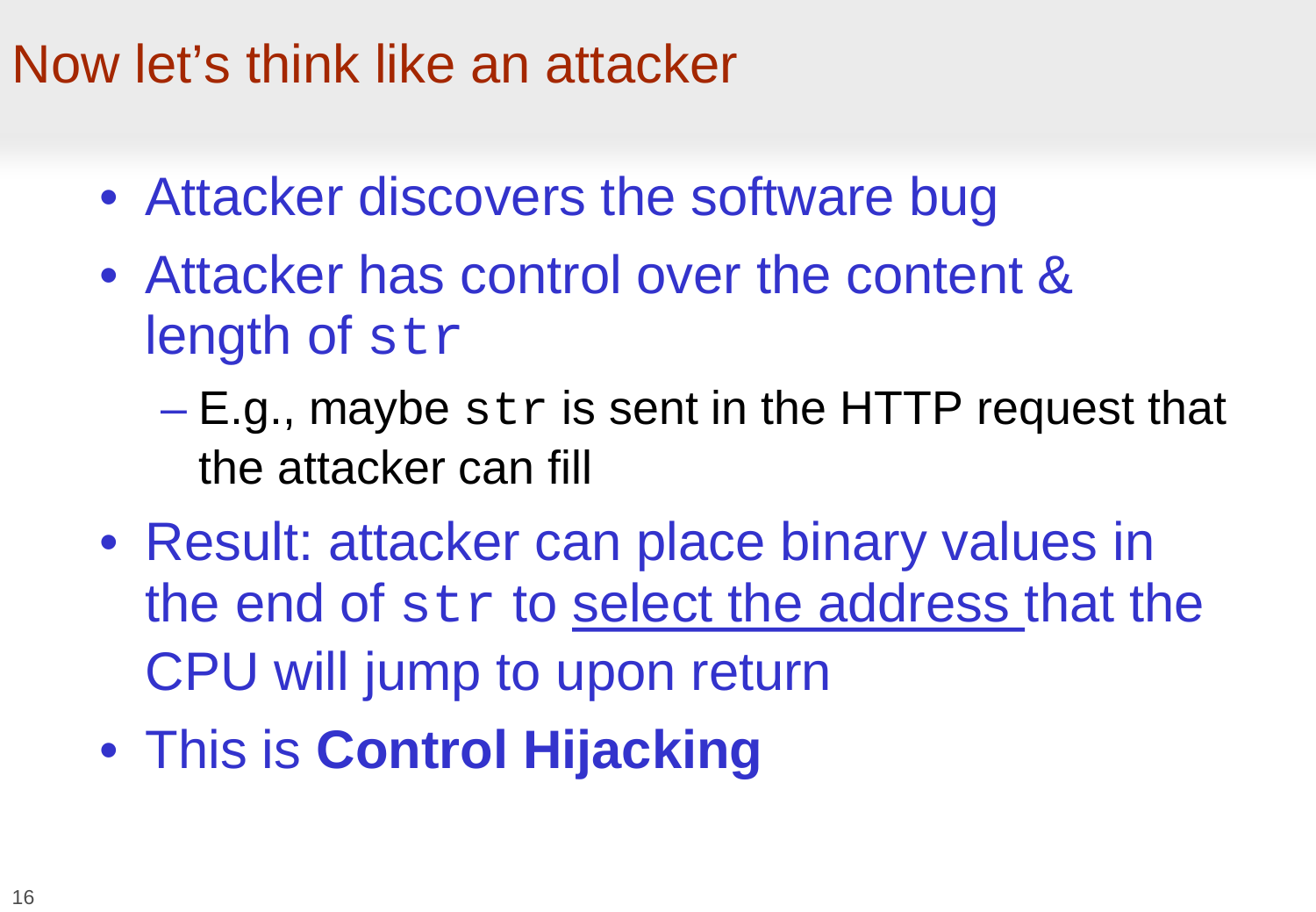# Now let's think like an attacker

- Attacker discovers the software bug
- Attacker has control over the content & length of `str`
  - E.g., maybe `str` is sent in the HTTP request that the attacker can fill
- Result: attacker can place binary values in the end of `str` to <u>select the address</u> that the CPU will jump to upon return
- This is **Control Hijacking**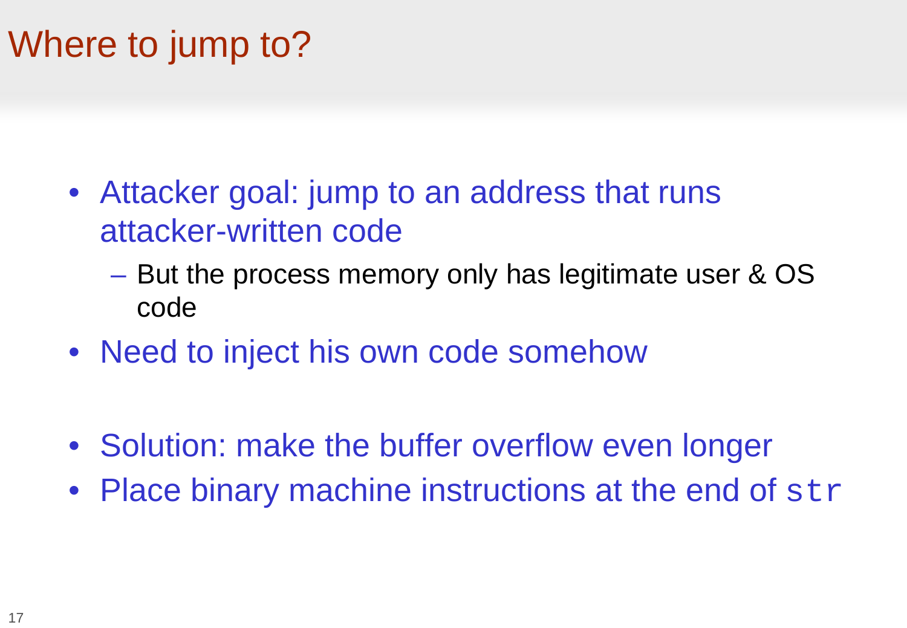# Where to jump to?

- Attacker goal: jump to an address that runs attacker-written code
  - But the process memory only has legitimate user & OS code
- Need to inject his own code somehow

- Solution: make the buffer overflow even longer
- Place binary machine instructions at the end of `str`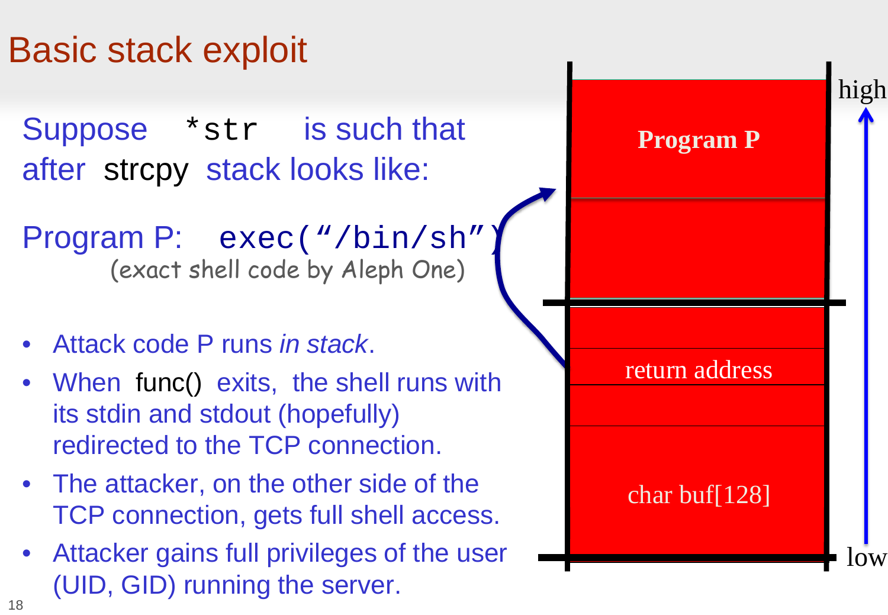# Basic stack exploit

Suppose `*str` is such that after strcpy stack looks like:

Program P: `exec("/bin/sh")`

(exact shell code by Aleph One)

- Attack code P runs *in stack*.
- When func() exits, the shell runs with its stdin and stdout (hopefully) redirected to the TCP connection.
- The attacker, on the other side of the TCP connection, gets full shell access.
- Attacker gains full privileges of the user (UID, GID) running the server.

**Program P**

return address

char buf[128]

high

low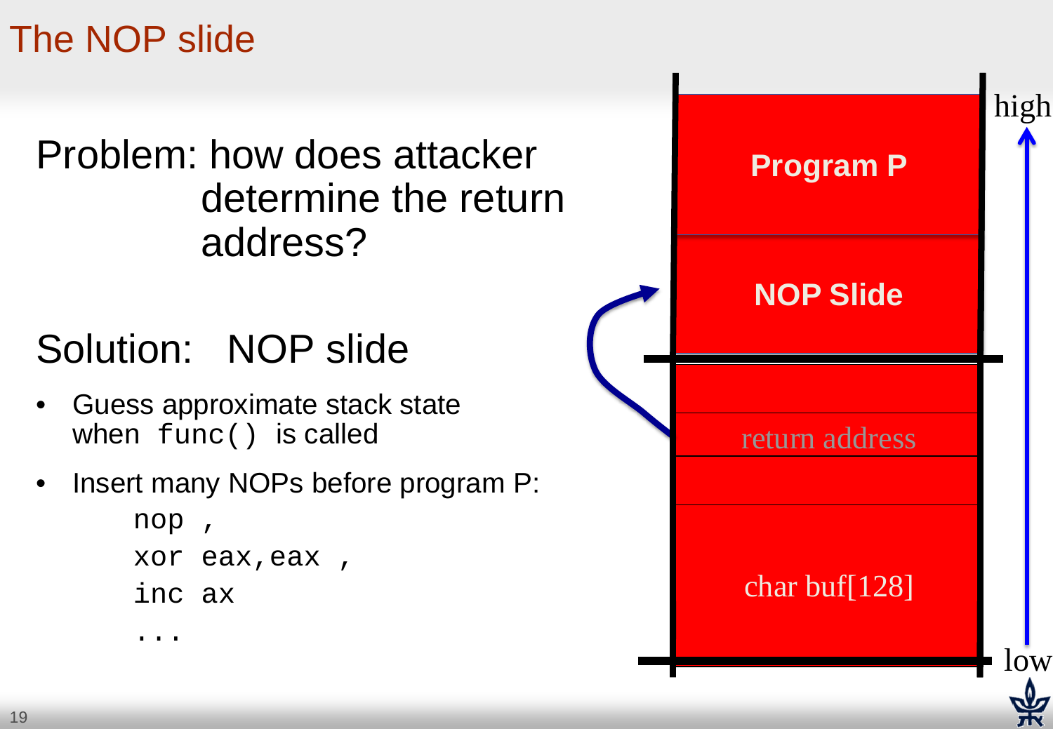# The NOP slide

Problem: how does attacker determine the return address?

Solution: NOP slide

- Guess approximate stack state when `func()` is called
- Insert many NOPs before program P:

```
nop ,
xor eax,eax ,
inc ax
...
```

Program P

NOP Slide

return address

char buf[128]

high

low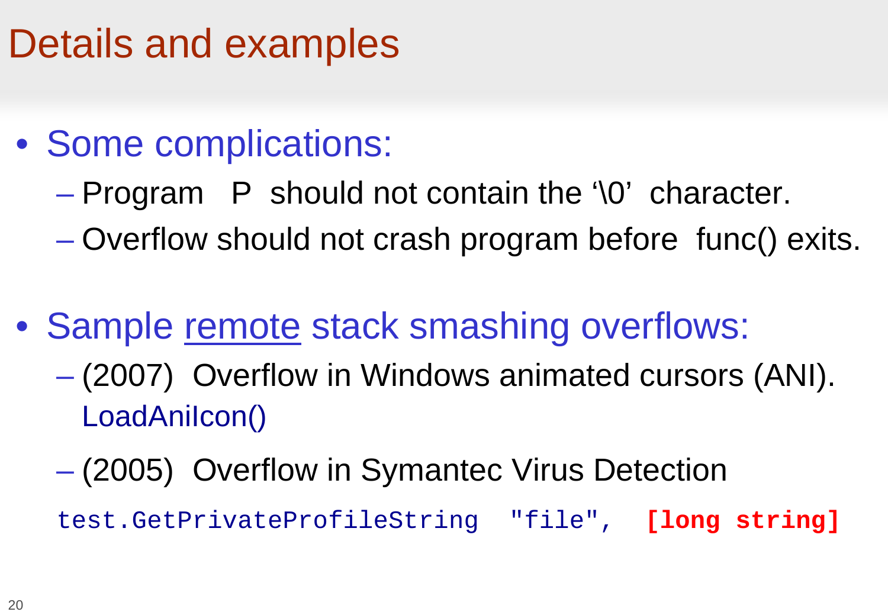# Details and examples

- Some complications:
  - Program P should not contain the '\0' character.
  - Overflow should not crash program before func() exits.

- Sample remote stack smashing overflows:
  - (2007) Overflow in Windows animated cursors (ANI).
    LoadAniIcon()
  - (2005) Overflow in Symantec Virus Detection

```
test.GetPrivateProfileString "file", [long string]
```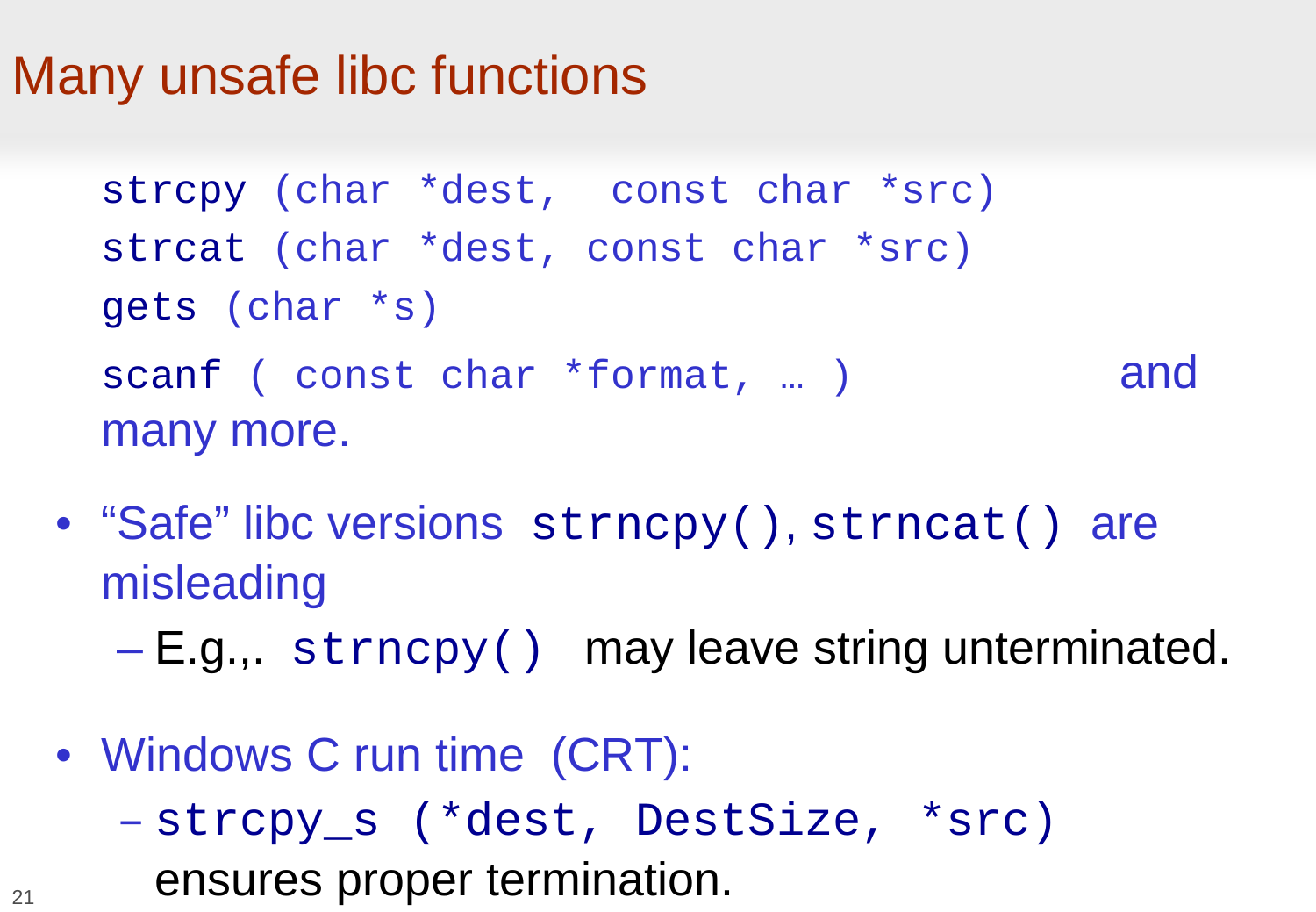# Many unsafe libc functions

```
strcpy (char *dest,  const char *src)
strcat (char *dest, const char *src)
gets (char *s)
scanf ( const char *format, … )
```

and many more.

- “Safe” libc versions `strncpy()`, `strncat()` are misleading
  - E.g.,. `strncpy()` may leave string unterminated.
- Windows C run time (CRT):
  - `strcpy_s (*dest, DestSize, *src)` ensures proper termination.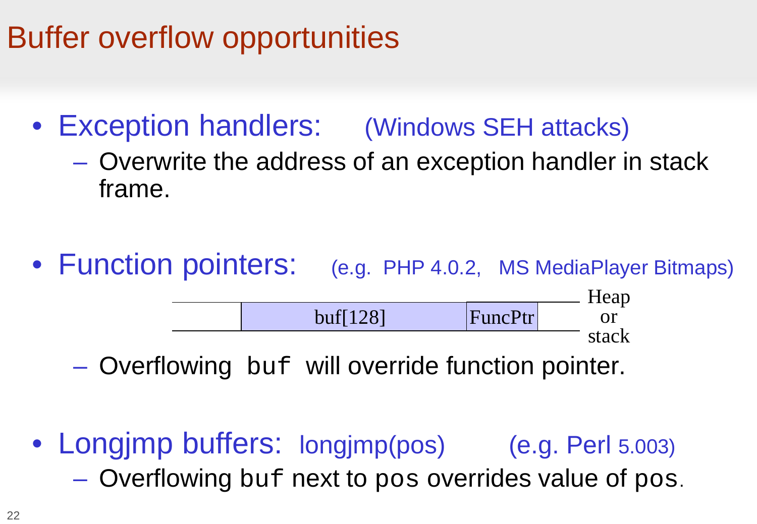# Buffer overflow opportunities

- Exception handlers: (Windows SEH attacks)
  - Overwrite the address of an exception handler in stack frame.

- Function pointers: (e.g. PHP 4.0.2, MS MediaPlayer Bitmaps)

| | buf[128] | FuncPtr | | Heap or stack |
|---|---|---|---|---|

  - Overflowing `buf` will override function pointer.

- Longjmp buffers: longjmp(pos) (e.g. Perl 5.003)
  - Overflowing `buf` next to `pos` overrides value of `pos`.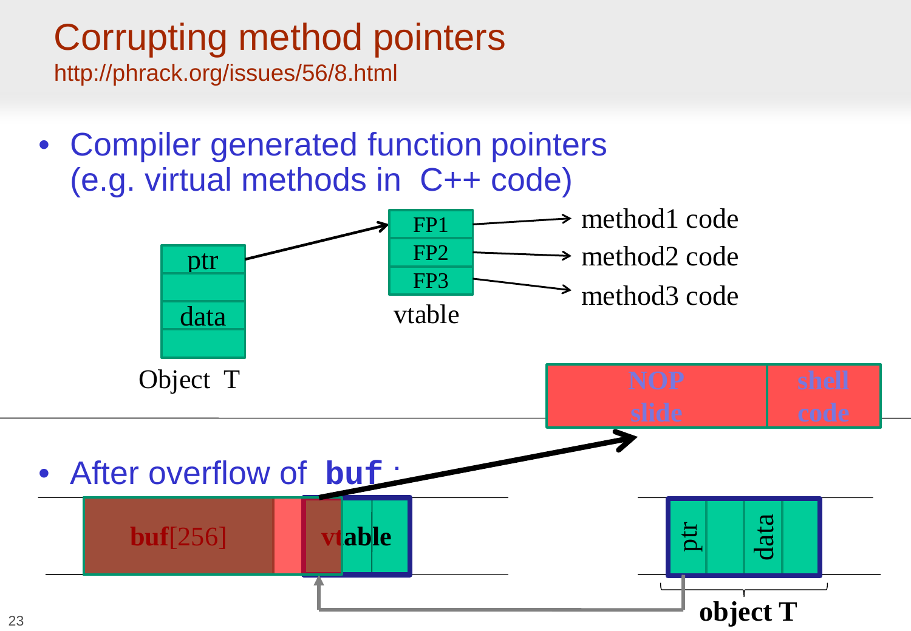# Corrupting method pointers

http://phrack.org/issues/56/8.html

- Compiler generated function pointers (e.g. virtual methods in C++ code)

ptr
data
Object T

FP1
FP2
FP3
vtable

method1 code
method2 code
method3 code

NOP slide
shell code

- After overflow of **buf** :

**buf**[256]
vtable

ptr
data
**object T**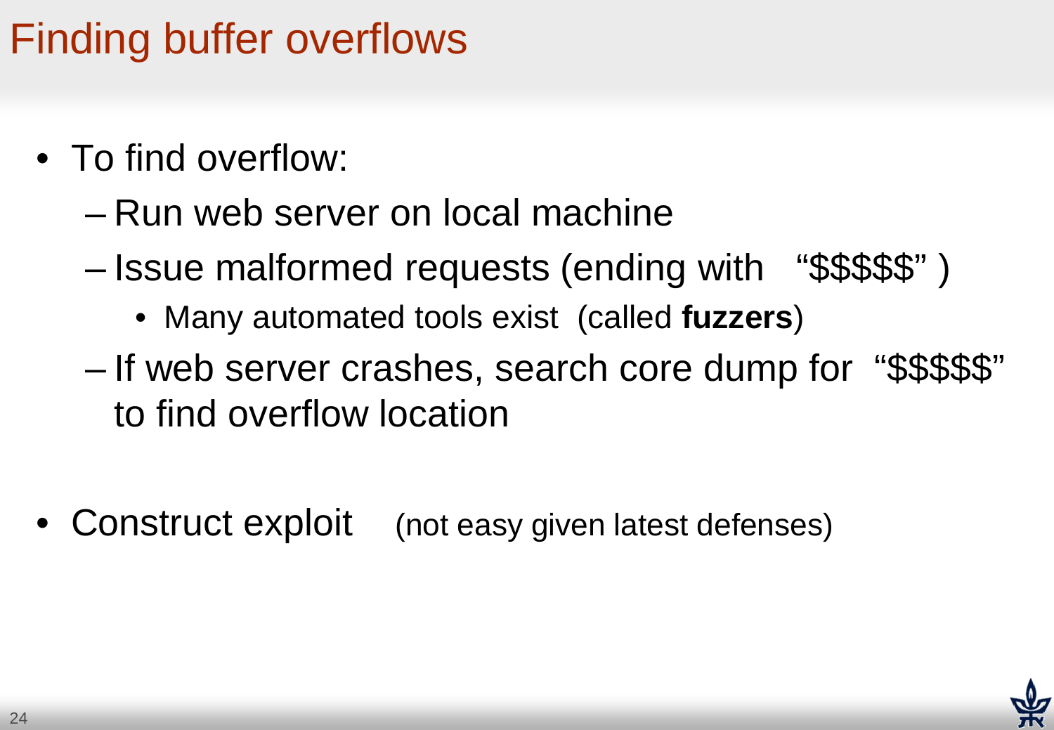# Finding buffer overflows

- To find overflow:
  - Run web server on local machine
  - Issue malformed requests (ending with "$$$$$" )
    - Many automated tools exist (called **fuzzers**)
  - If web server crashes, search core dump for "$$$$$" to find overflow location

- Construct exploit (not easy given latest defenses)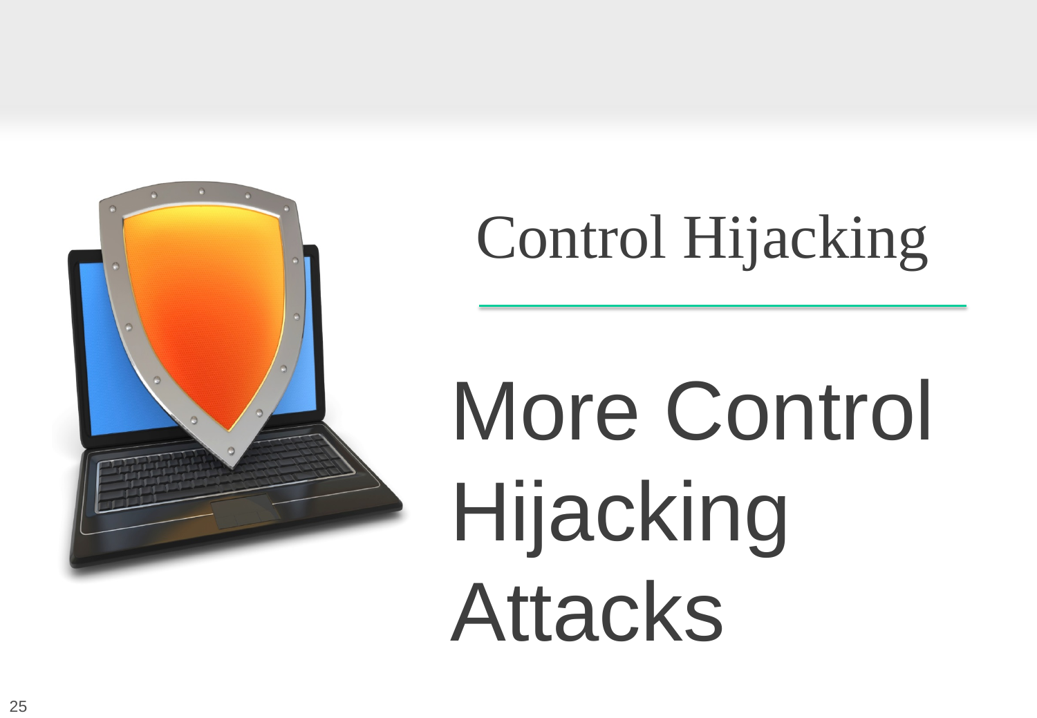# Control Hijacking

## More Control Hijacking Attacks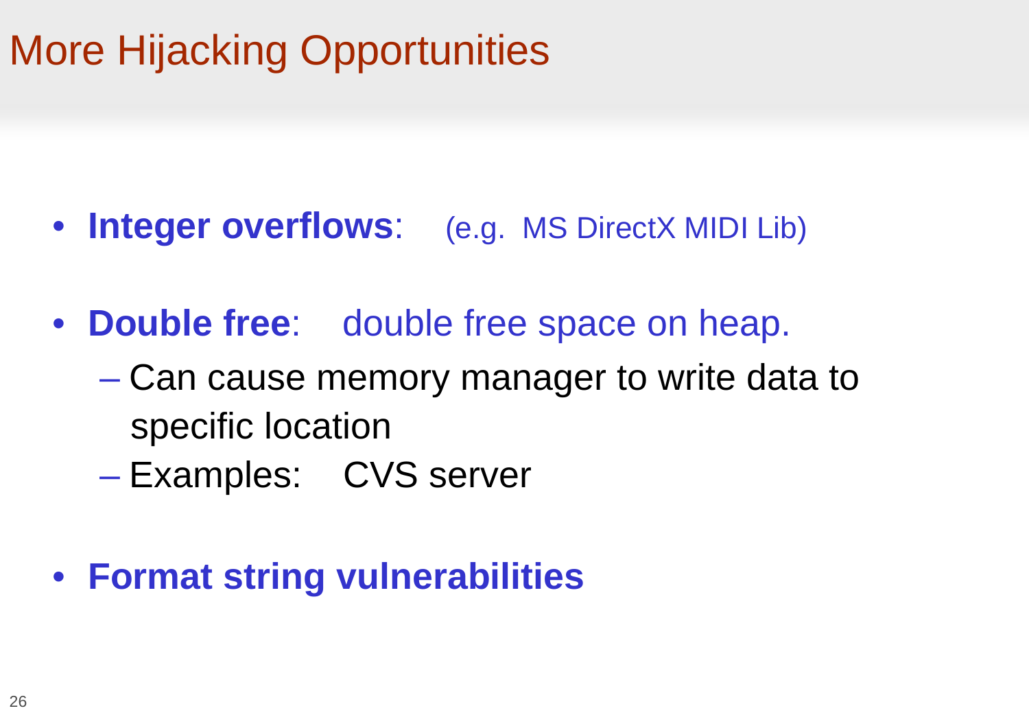# More Hijacking Opportunities

- **Integer overflows**: (e.g. MS DirectX MIDI Lib)

- **Double free**: double free space on heap.
  - Can cause memory manager to write data to specific location
  - Examples: CVS server

- **Format string vulnerabilities**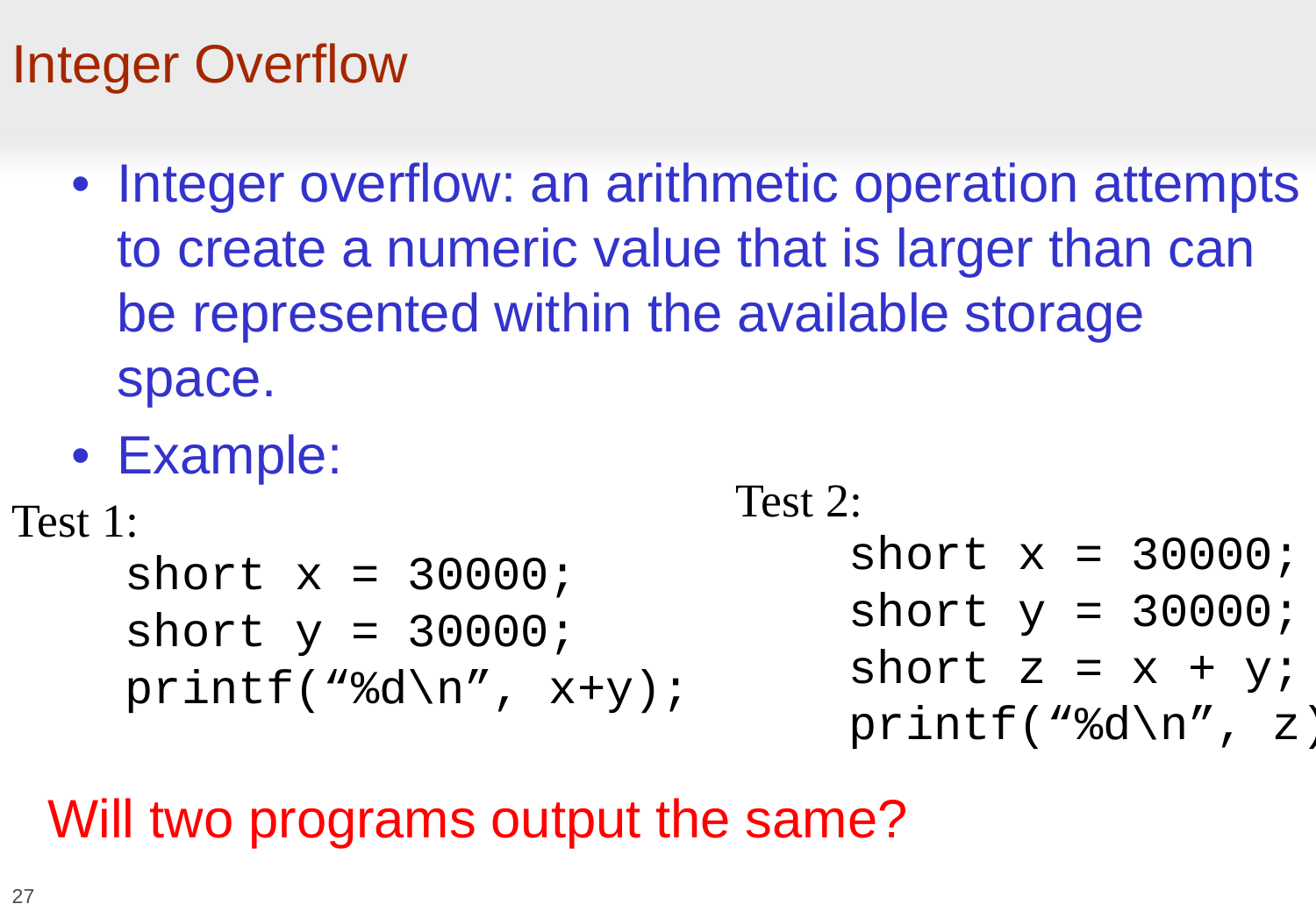# Integer Overflow

- Integer overflow: an arithmetic operation attempts to create a numeric value that is larger than can be represented within the available storage space.
- Example:

Test 1:

```
short x = 30000;
short y = 30000;
printf("%d\n", x+y);
```

Test 2:

```
short x = 30000;
short y = 30000;
short z = x + y;
printf("%d\n", z)
```

Will two programs output the same?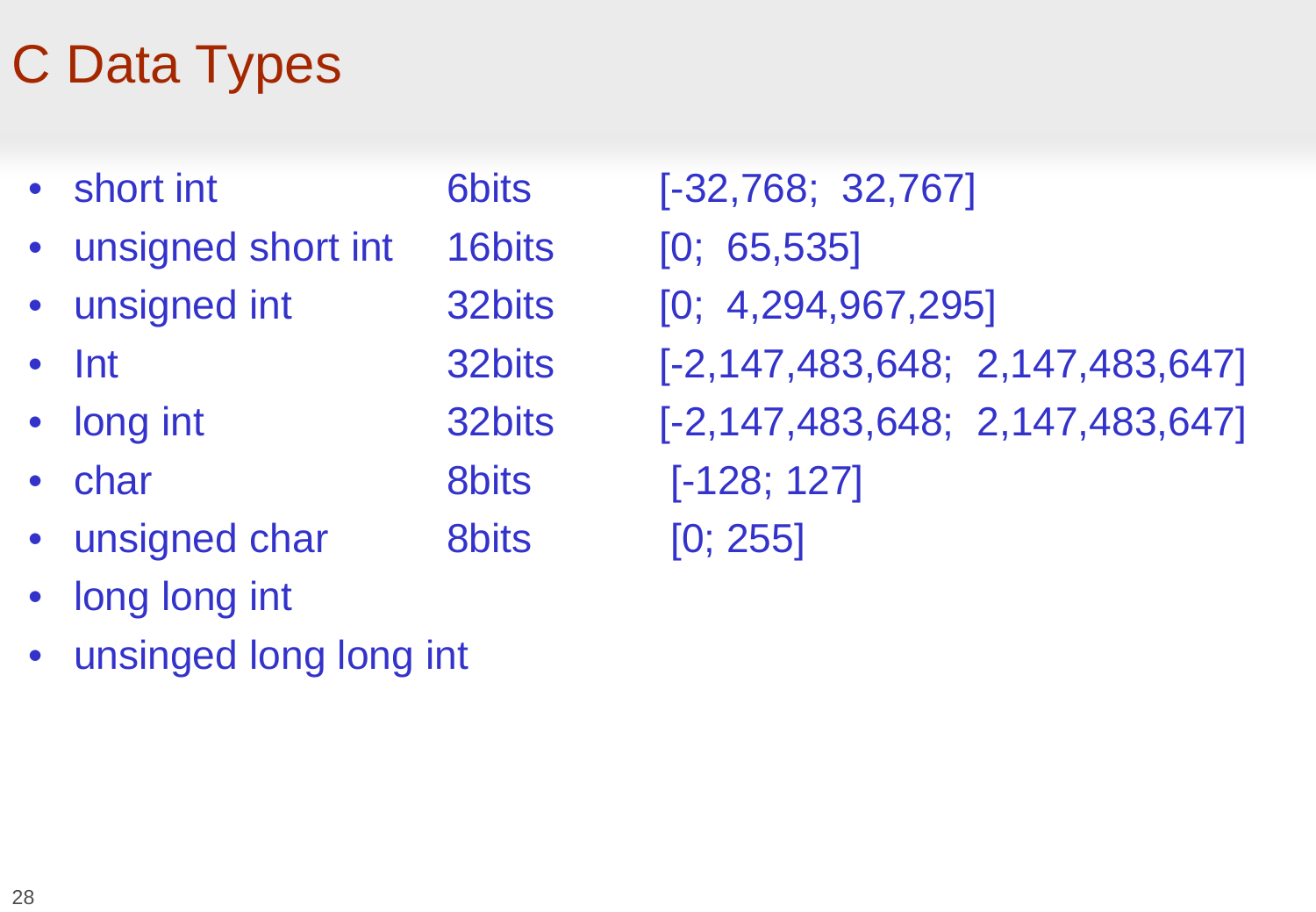# C Data Types

- short int 6bits [-32,768; 32,767]
- unsigned short int 16bits [0; 65,535]
- unsigned int 32bits [0; 4,294,967,295]
- Int 32bits [-2,147,483,648; 2,147,483,647]
- long int 32bits [-2,147,483,648; 2,147,483,647]
- char 8bits [-128; 127]
- unsigned char 8bits [0; 255]
- long long int
- unsinged long long int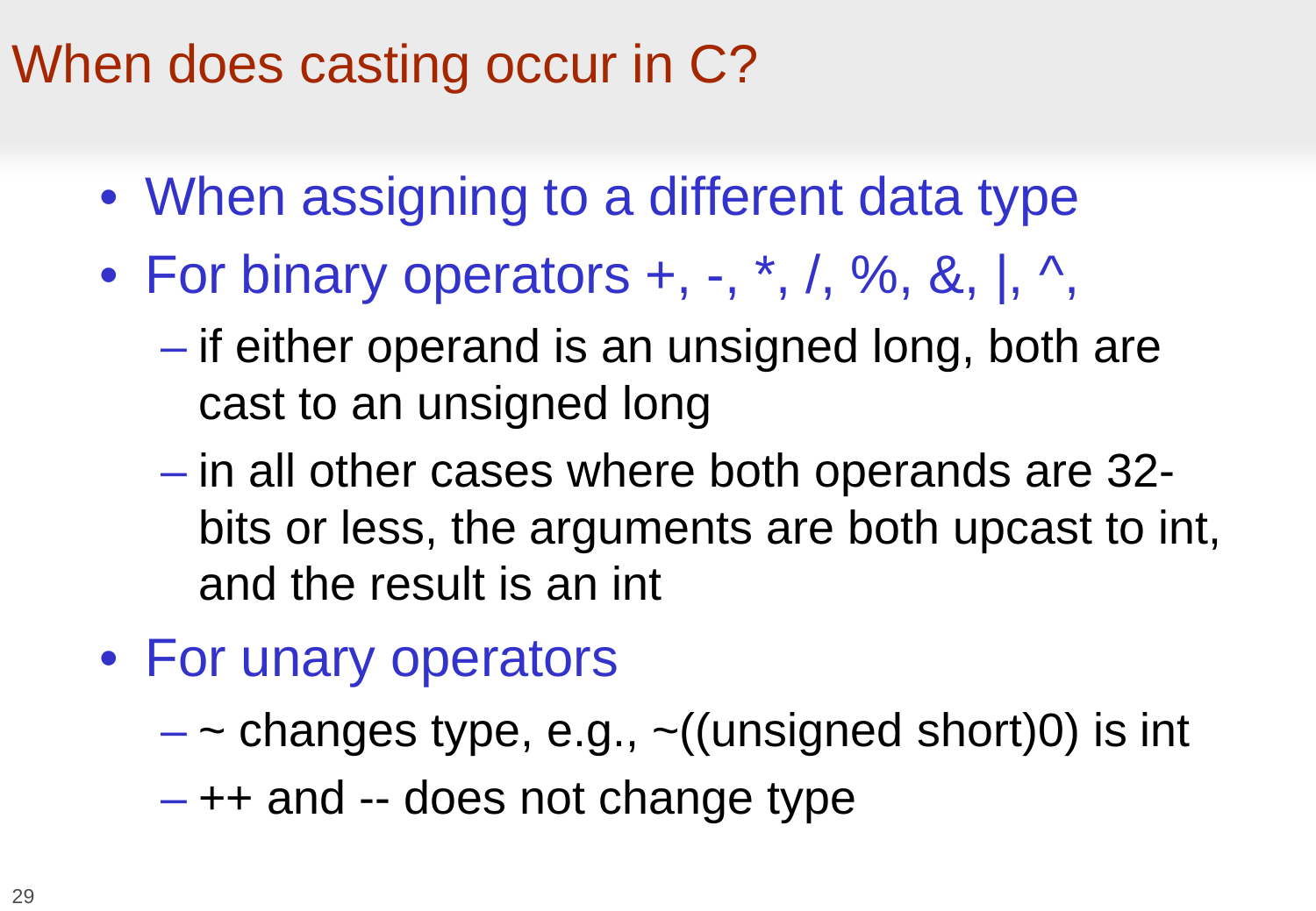# When does casting occur in C?

- When assigning to a different data type
- For binary operators +, -, *, /, %, &, |, ^,
  - if either operand is an unsigned long, both are cast to an unsigned long
  - in all other cases where both operands are 32-bits or less, the arguments are both upcast to int, and the result is an int
- For unary operators
  - ~ changes type, e.g., ~((unsigned short)0) is int
  - ++ and -- does not change type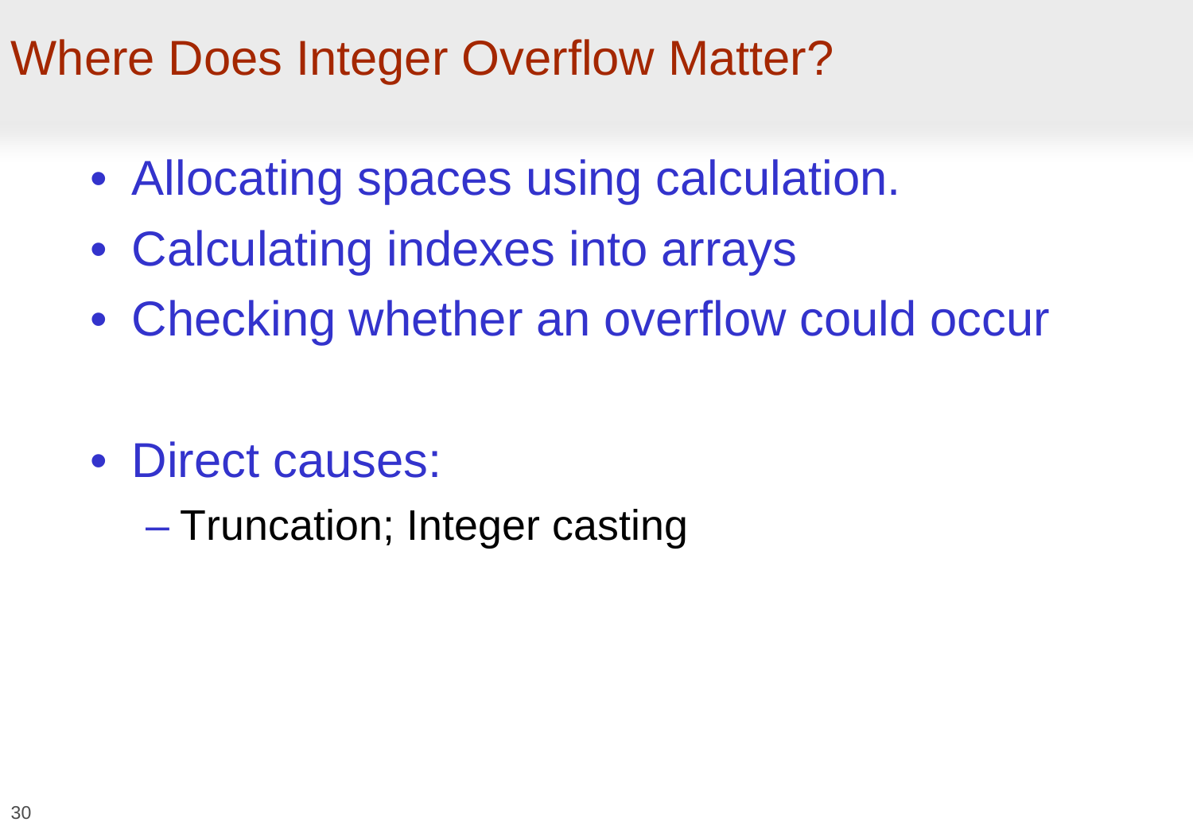# Where Does Integer Overflow Matter?

- Allocating spaces using calculation.
- Calculating indexes into arrays
- Checking whether an overflow could occur

- Direct causes:
  - Truncation; Integer casting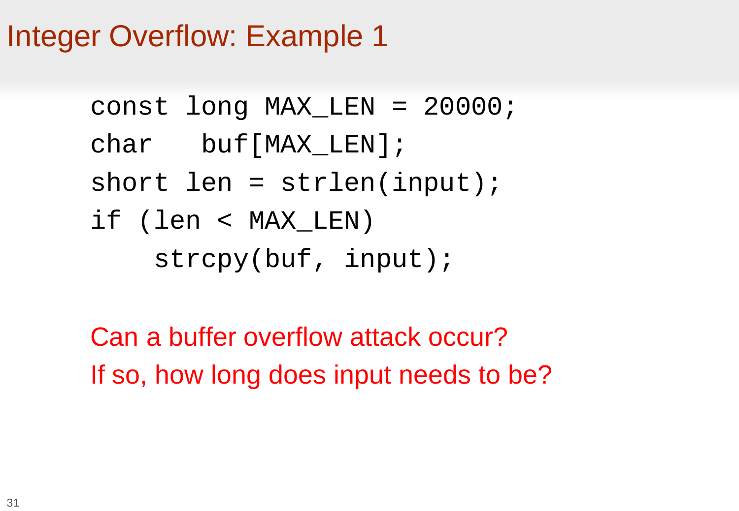# Integer Overflow: Example 1

```
const long MAX_LEN = 20000;
char   buf[MAX_LEN];
short len = strlen(input);
if (len < MAX_LEN)
    strcpy(buf, input);
```

Can a buffer overflow attack occur?

If so, how long does input needs to be?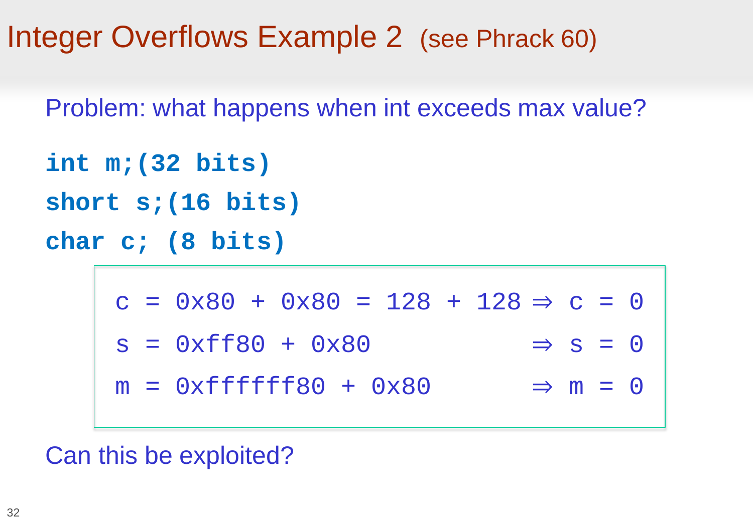# Integer Overflows Example 2 (see Phrack 60)

Problem: what happens when int exceeds max value?

```
int m;(32 bits)
short s;(16 bits)
char c; (8 bits)
```

```
c = 0x80 + 0x80 = 128 + 128 ⇒ c = 0
s = 0xff80 + 0x80           ⇒ s = 0
m = 0xffffff80 + 0x80       ⇒ m = 0
```

Can this be exploited?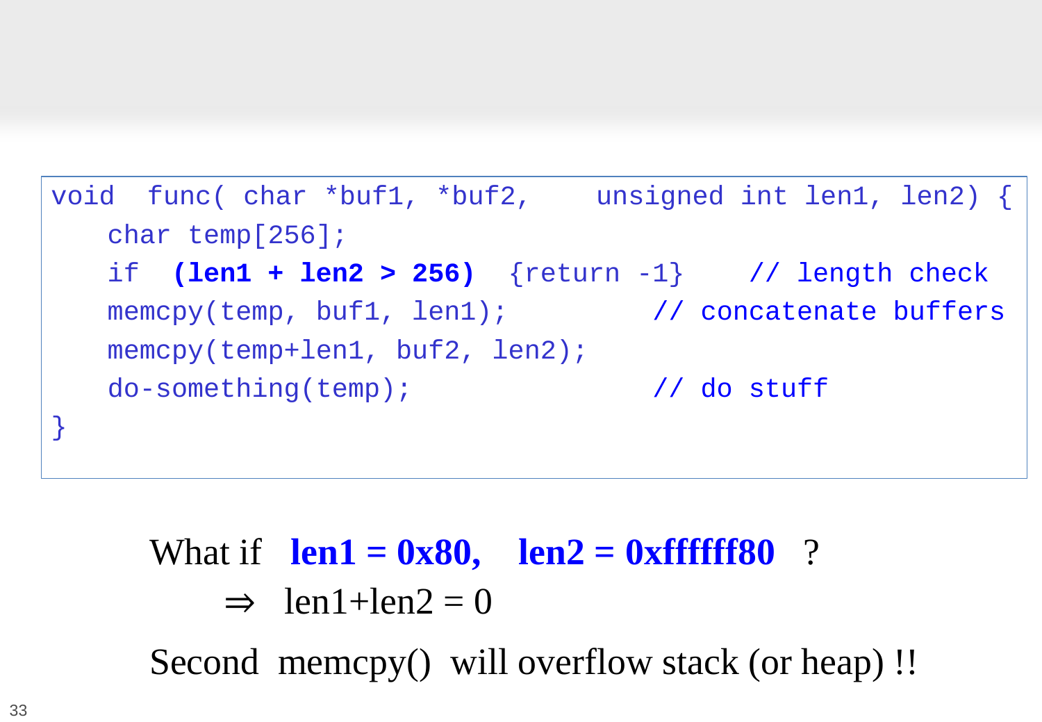```
void  func( char *buf1, *buf2,    unsigned int len1, len2) {
   char temp[256];
   if  (len1 + len2 > 256)  {return -1}    // length check
   memcpy(temp, buf1, len1);           // concatenate buffers
   memcpy(temp+len1, buf2, len2);
   do-something(temp);                 // do stuff
}
```

What if **len1 = 0x80, len2 = 0xffffff80** ?

$\Rightarrow$ len1+len2 = 0

Second memcpy() will overflow stack (or heap) !!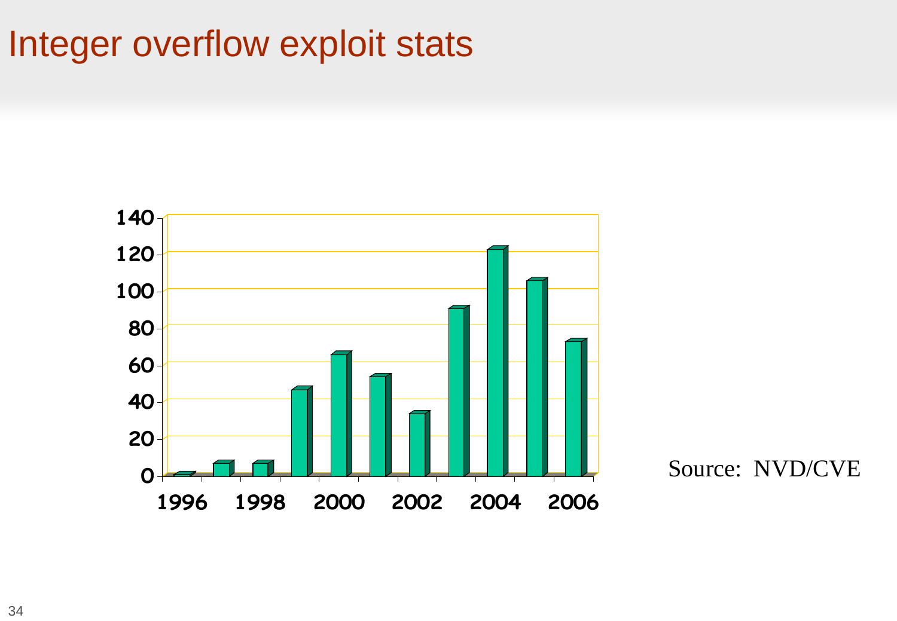# Integer overflow exploit stats

140
120
100
80
60
40
20
0

1996 1998 2000 2002 2004 2006

Source: NVD/CVE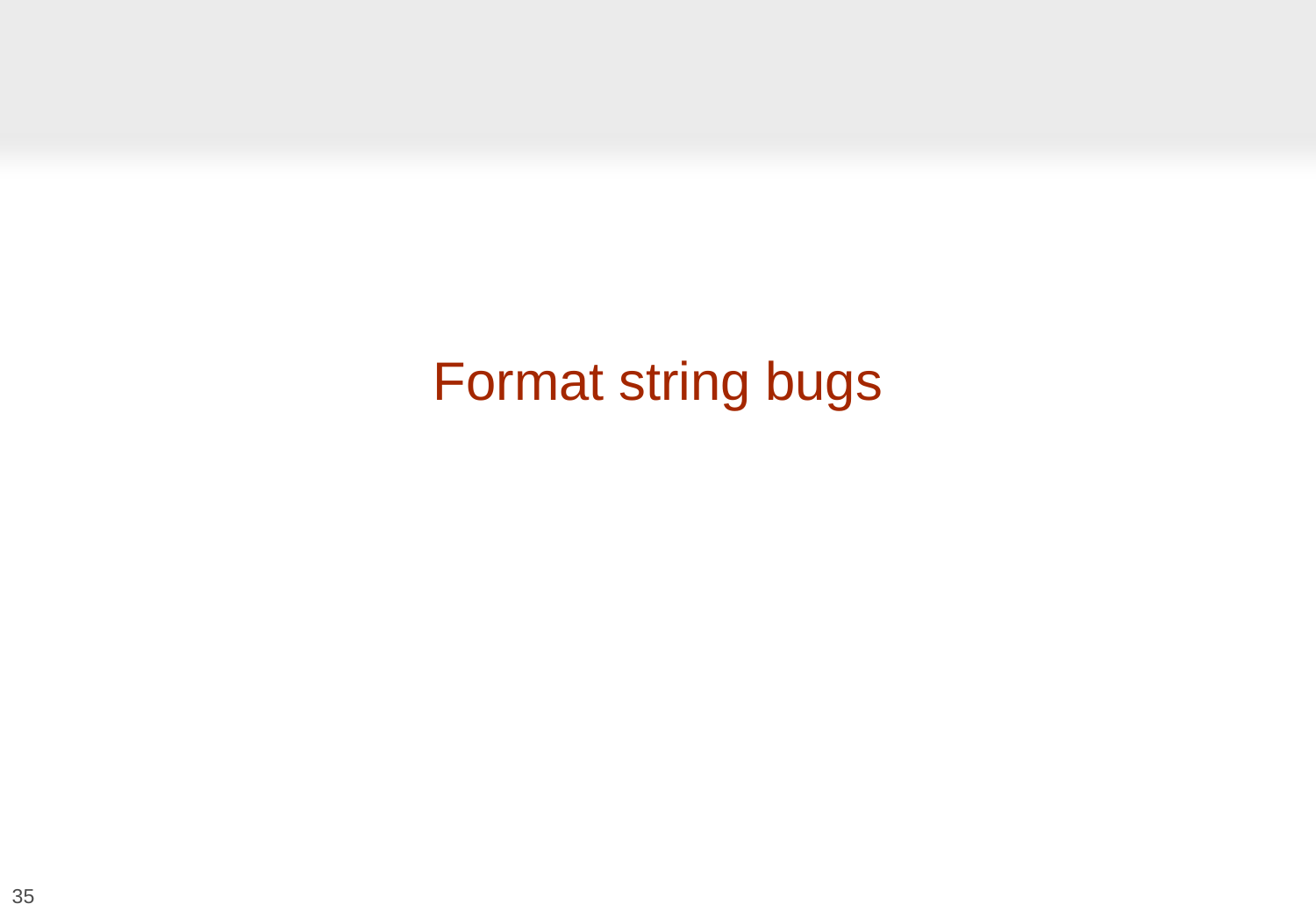# Format string bugs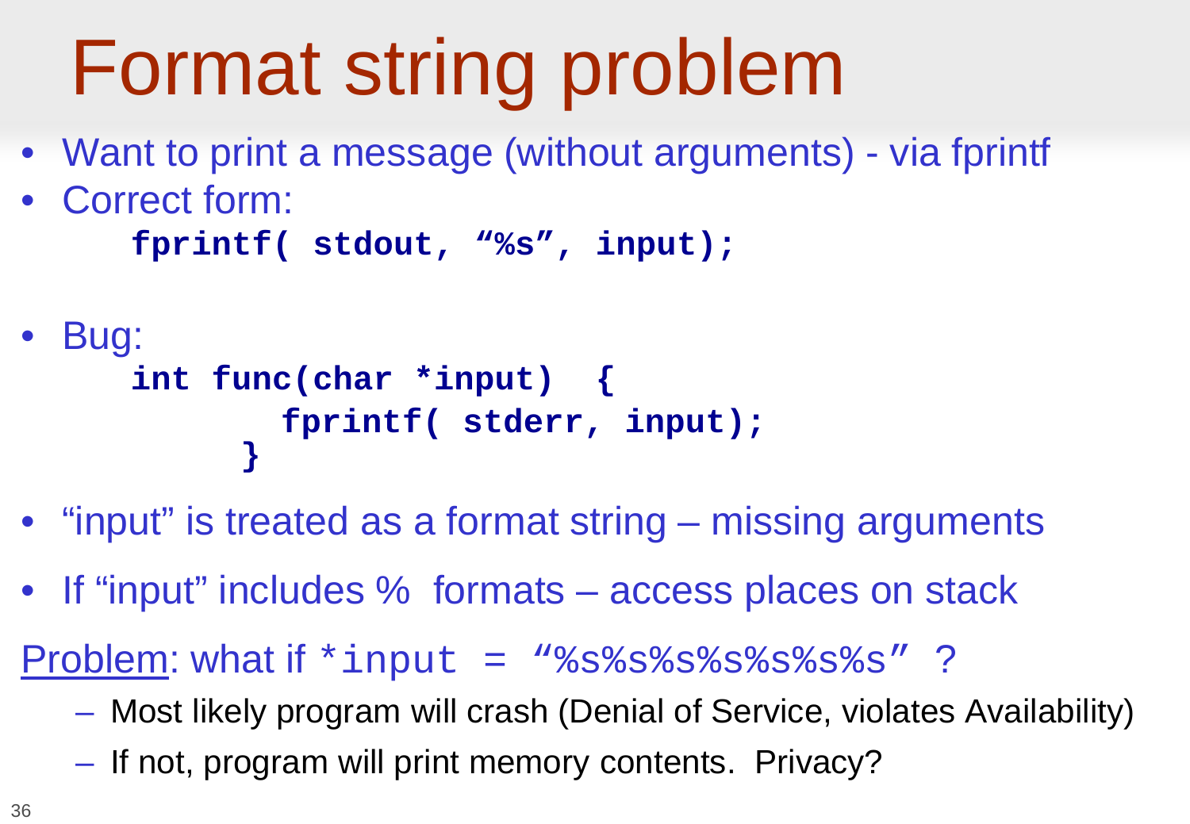# Format string problem

- Want to print a message (without arguments) - via fprintf
- Correct form:

```
fprintf( stdout, “%s”, input);
```

- Bug:

```
int func(char *input)  {
        fprintf( stderr, input);
      }
```

- “input” is treated as a format string – missing arguments
- If “input” includes % formats – access places on stack

Problem: what if `*input = “%s%s%s%s%s%s%s”` ?

- Most likely program will crash (Denial of Service, violates Availability)
- If not, program will print memory contents. Privacy?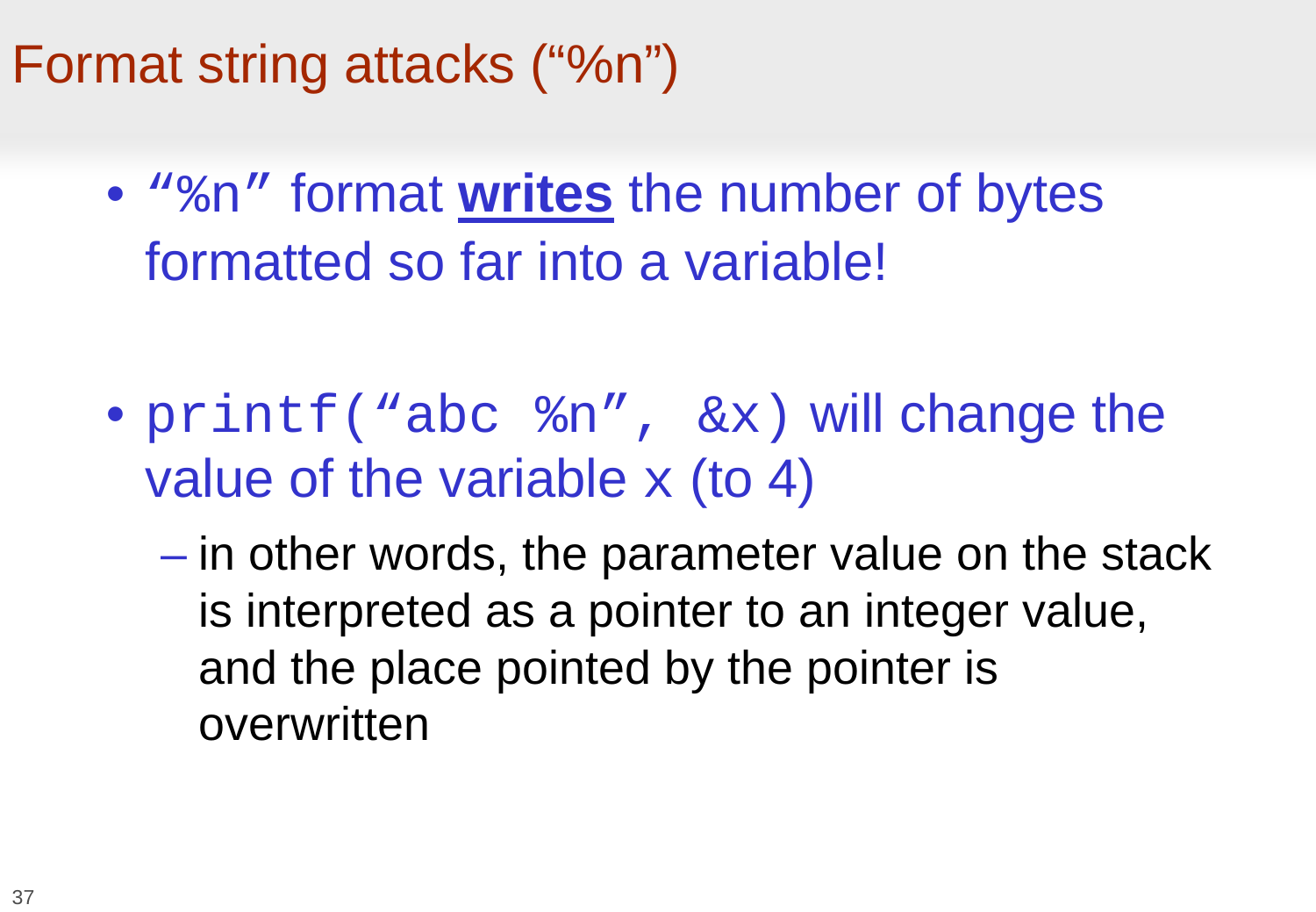# Format string attacks (“%n”)

- `“%n”` format **writes** the number of bytes formatted so far into a variable!

- `printf(“abc %n”, &x)` will change the value of the variable `x` (to 4)
  - in other words, the parameter value on the stack is interpreted as a pointer to an integer value, and the place pointed by the pointer is overwritten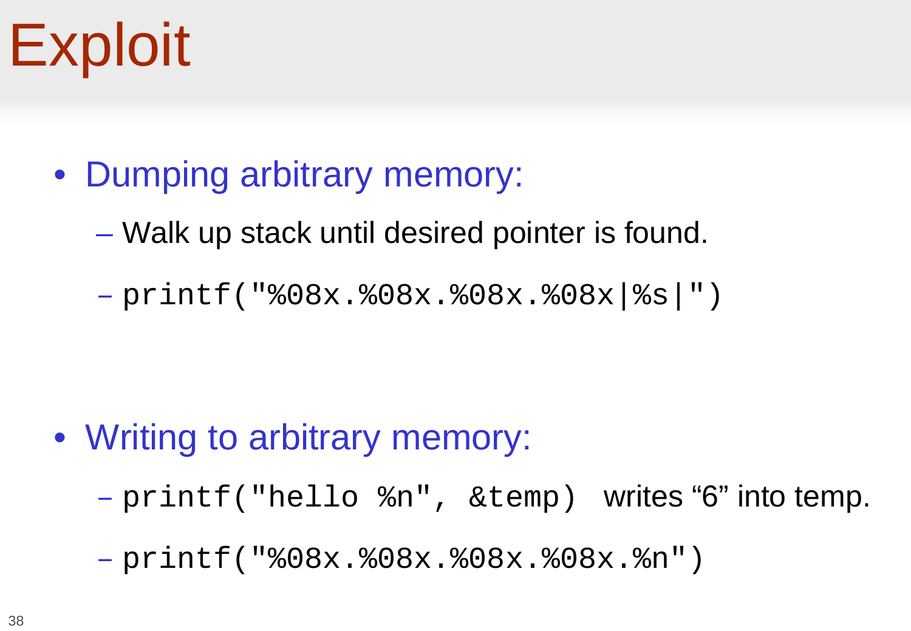# Exploit

- Dumping arbitrary memory:
  - Walk up stack until desired pointer is found.
  - `printf("%08x.%08x.%08x.%08x|%s|")`

- Writing to arbitrary memory:
  - `printf("hello %n", &temp)` writes "6" into temp.
  - `printf("%08x.%08x.%08x.%08x.%n")`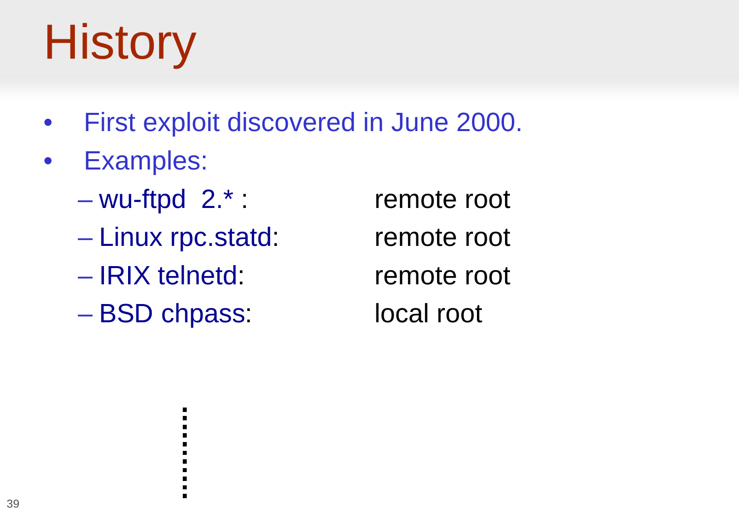# History

- First exploit discovered in June 2000.
- Examples:
  - wu-ftpd 2.* : remote root
  - Linux rpc.statd: remote root
  - IRIX telnetd: remote root
  - BSD chpass: local root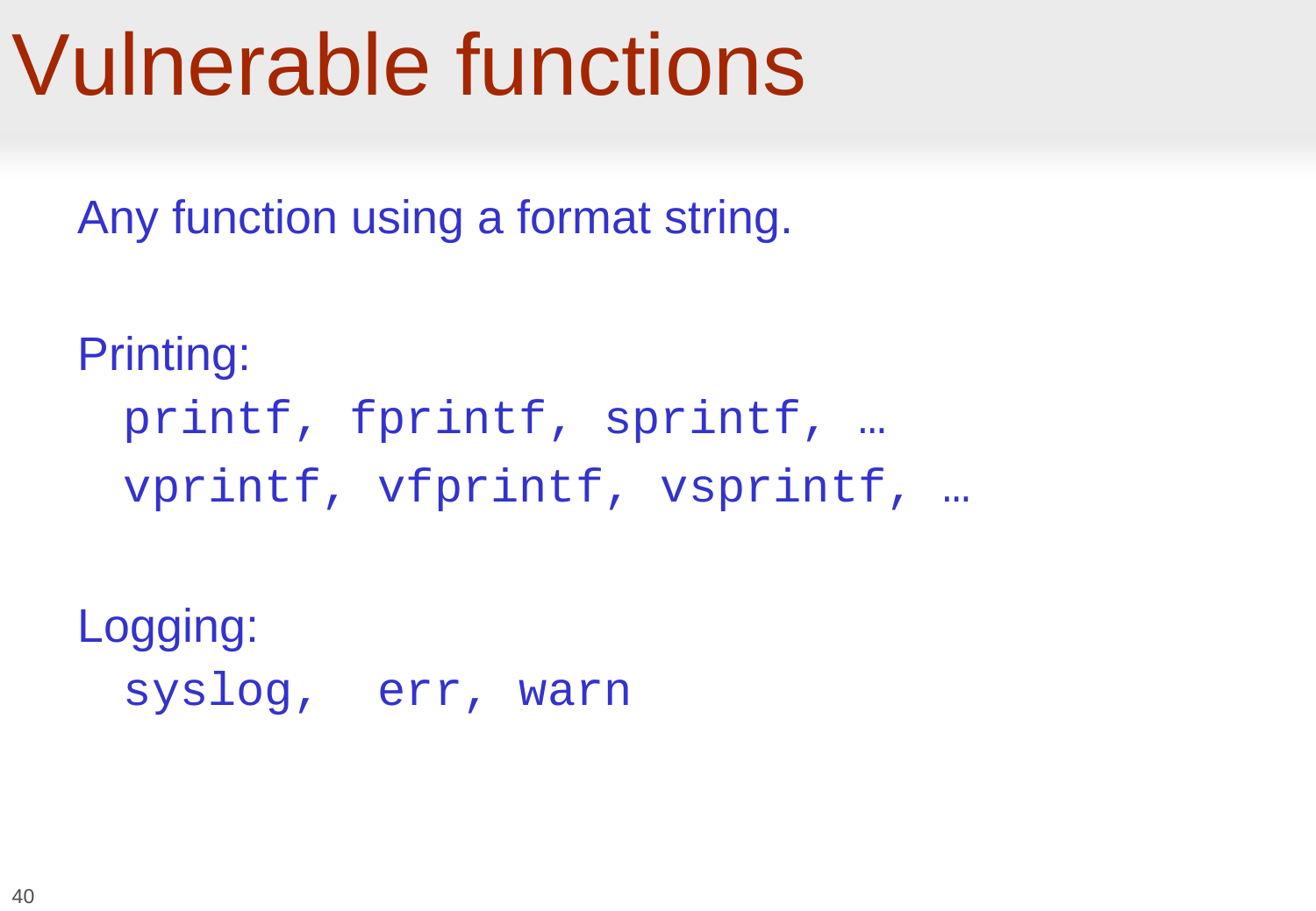# Vulnerable functions

Any function using a format string.

Printing:

`printf, fprintf, sprintf, …`

`vprintf, vfprintf, vsprintf, …`

Logging:

`syslog, err, warn`